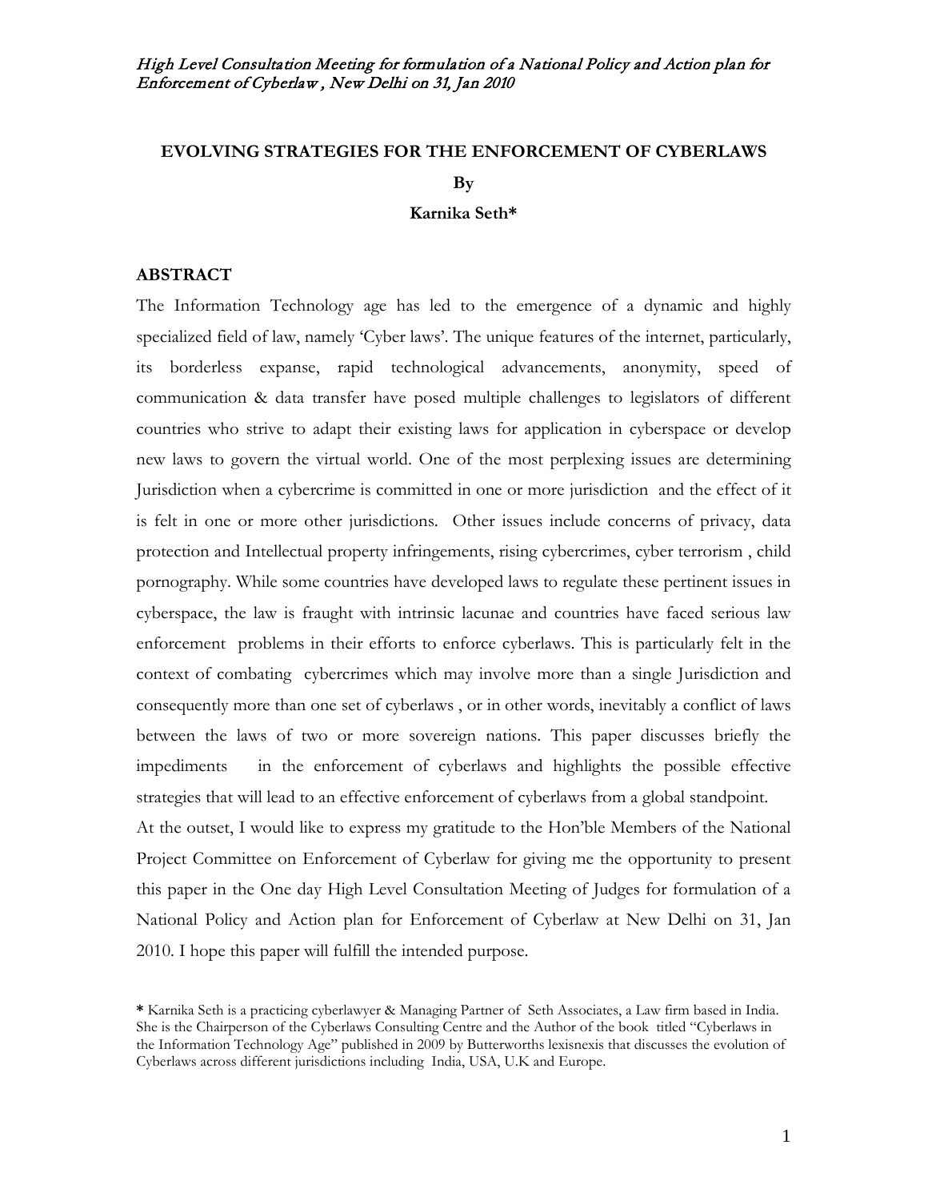# EVOLVING STRATEGIES FOR THE ENFORCEMENT OF CYBERLAWS

**By**

**Karnika Seth***

## ABSTRACT

The Information Technology age has led to the emergence of a dynamic and highly specialized field of law, namely 'Cyber laws'. The unique features of the internet, particularly, its borderless expanse, rapid technological advancements, anonymity, speed of communication & data transfer have posed multiple challenges to legislators of different countries who strive to adapt their existing laws for application in cyberspace or develop new laws to govern the virtual world. One of the most perplexing issues are determining Jurisdiction when a cybercrime is committed in one or more jurisdiction and the effect of it is felt in one or more other jurisdictions. Other issues include concerns of privacy, data protection and Intellectual property infringements, rising cybercrimes, cyber terrorism , child pornography. While some countries have developed laws to regulate these pertinent issues in cyberspace, the law is fraught with intrinsic lacunae and countries have faced serious law enforcement problems in their efforts to enforce cyberlaws. This is particularly felt in the context of combating cybercrimes which may involve more than a single Jurisdiction and consequently more than one set of cyberlaws , or in other words, inevitably a conflict of laws between the laws of two or more sovereign nations. This paper discusses briefly the impediments in the enforcement of cyberlaws and highlights the possible effective strategies that will lead to an effective enforcement of cyberlaws from a global standpoint.

At the outset, I would like to express my gratitude to the Hon'ble Members of the National Project Committee on Enforcement of Cyberlaw for giving me the opportunity to present this paper in the One day High Level Consultation Meeting of Judges for formulation of a National Policy and Action plan for Enforcement of Cyberlaw at New Delhi on 31, Jan 2010. I hope this paper will fulfill the intended purpose.

---

**\*** Karnika Seth is a practicing cyberlawyer & Managing Partner of Seth Associates, a Law firm based in India. She is the Chairperson of the Cyberlaws Consulting Centre and the Author of the book titled "Cyberlaws in the Information Technology Age" published in 2009 by Butterworths lexisnexis that discusses the evolution of Cyberlaws across different jurisdictions including India, USA, U.K and Europe.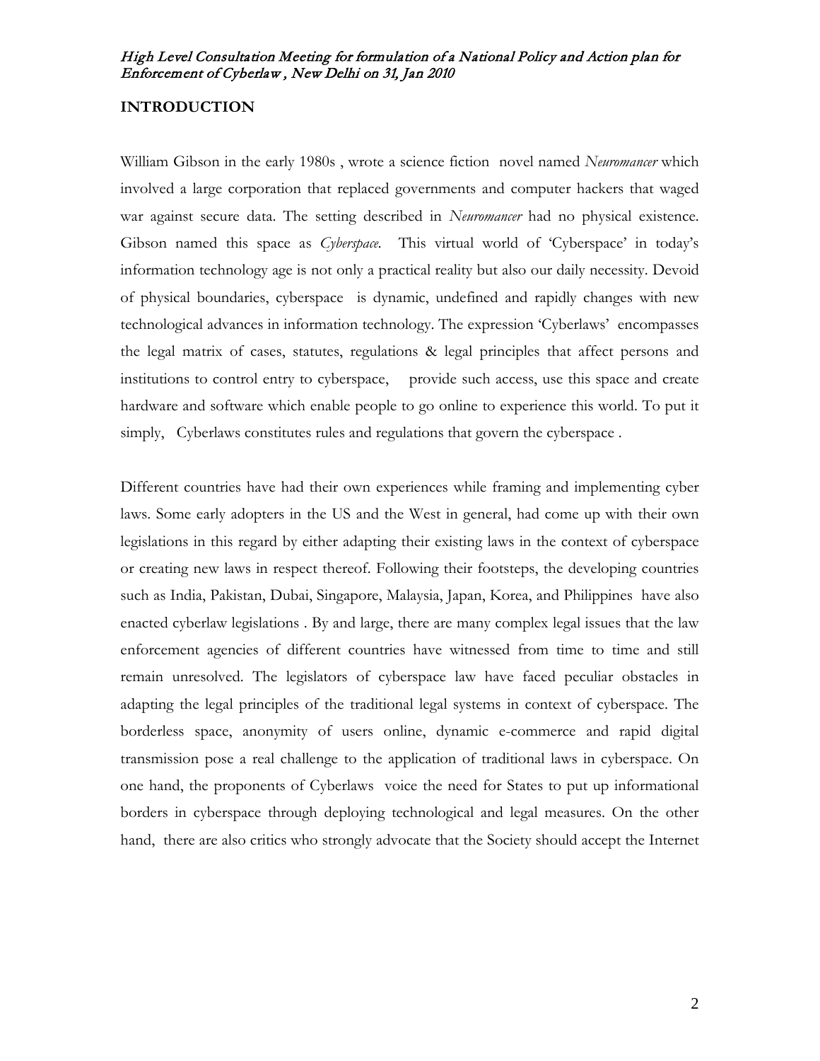## INTRODUCTION

William Gibson in the early 1980s , wrote a science fiction novel named *Neuromancer* which involved a large corporation that replaced governments and computer hackers that waged war against secure data. The setting described in *Neuromancer* had no physical existence. Gibson named this space as *Cyberspace*. This virtual world of 'Cyberspace' in today's information technology age is not only a practical reality but also our daily necessity. Devoid of physical boundaries, cyberspace is dynamic, undefined and rapidly changes with new technological advances in information technology. The expression 'Cyberlaws' encompasses the legal matrix of cases, statutes, regulations & legal principles that affect persons and institutions to control entry to cyberspace, provide such access, use this space and create hardware and software which enable people to go online to experience this world. To put it simply, Cyberlaws constitutes rules and regulations that govern the cyberspace .

Different countries have had their own experiences while framing and implementing cyber laws. Some early adopters in the US and the West in general, had come up with their own legislations in this regard by either adapting their existing laws in the context of cyberspace or creating new laws in respect thereof. Following their footsteps, the developing countries such as India, Pakistan, Dubai, Singapore, Malaysia, Japan, Korea, and Philippines have also enacted cyberlaw legislations . By and large, there are many complex legal issues that the law enforcement agencies of different countries have witnessed from time to time and still remain unresolved. The legislators of cyberspace law have faced peculiar obstacles in adapting the legal principles of the traditional legal systems in context of cyberspace. The borderless space, anonymity of users online, dynamic e-commerce and rapid digital transmission pose a real challenge to the application of traditional laws in cyberspace. On one hand, the proponents of Cyberlaws voice the need for States to put up informational borders in cyberspace through deploying technological and legal measures. On the other hand, there are also critics who strongly advocate that the Society should accept the Internet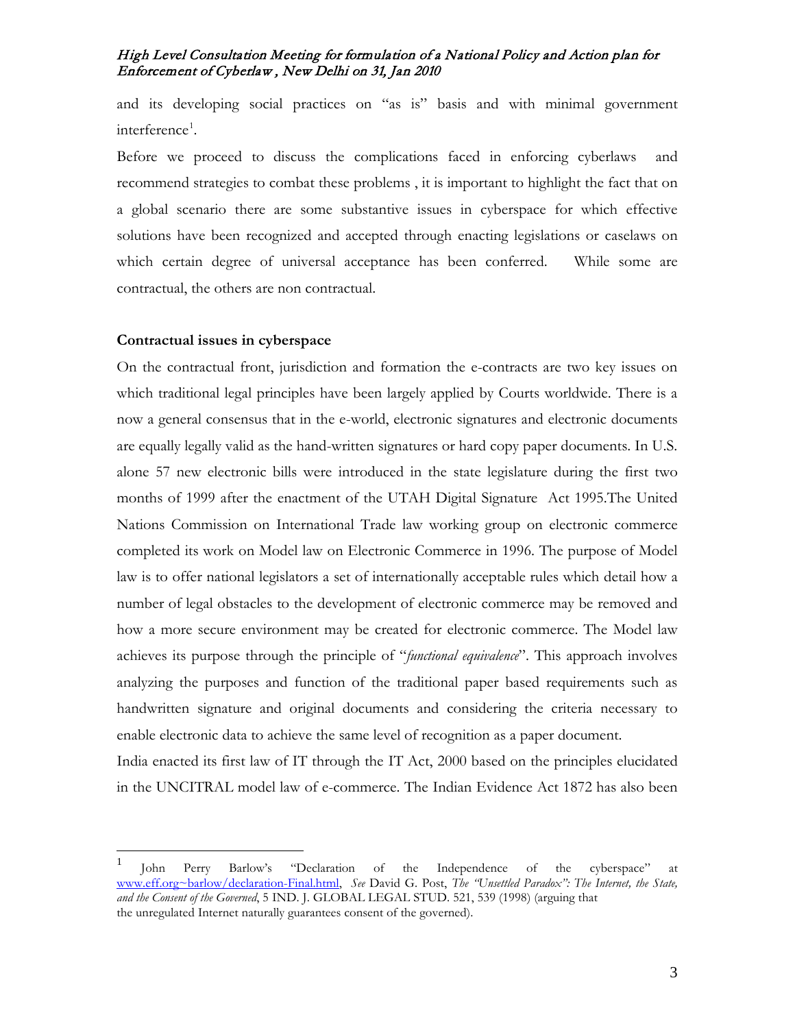and its developing social practices on "as is" basis and with minimal government interference[1].

Before we proceed to discuss the complications faced in enforcing cyberlaws and recommend strategies to combat these problems , it is important to highlight the fact that on a global scenario there are some substantive issues in cyberspace for which effective solutions have been recognized and accepted through enacting legislations or caselaws on which certain degree of universal acceptance has been conferred. While some are contractual, the others are non contractual.

**Contractual issues in cyberspace**

On the contractual front, jurisdiction and formation the e-contracts are two key issues on which traditional legal principles have been largely applied by Courts worldwide. There is a now a general consensus that in the e-world, electronic signatures and electronic documents are equally legally valid as the hand-written signatures or hard copy paper documents. In U.S. alone 57 new electronic bills were introduced in the state legislature during the first two months of 1999 after the enactment of the UTAH Digital Signature Act 1995.The United Nations Commission on International Trade law working group on electronic commerce completed its work on Model law on Electronic Commerce in 1996. The purpose of Model law is to offer national legislators a set of internationally acceptable rules which detail how a number of legal obstacles to the development of electronic commerce may be removed and how a more secure environment may be created for electronic commerce. The Model law achieves its purpose through the principle of "*functional equivalence*". This approach involves analyzing the purposes and function of the traditional paper based requirements such as handwritten signature and original documents and considering the criteria necessary to enable electronic data to achieve the same level of recognition as a paper document.

India enacted its first law of IT through the IT Act, 2000 based on the principles elucidated in the UNCITRAL model law of e-commerce. The Indian Evidence Act 1872 has also been

---

[1] John Perry Barlow's "Declaration of the Independence of the cyberspace" at www.eff.org~barlow/declaration-Final.html, *See* David G. Post, *The "Unsettled Paradox": The Internet, the State, and the Consent of the Governed*, 5 IND. J. GLOBAL LEGAL STUD. 521, 539 (1998) (arguing that the unregulated Internet naturally guarantees consent of the governed).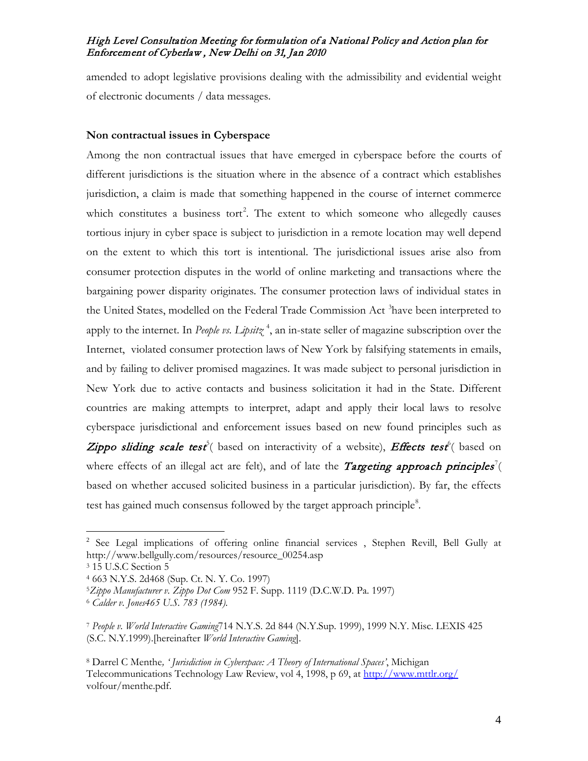amended to adopt legislative provisions dealing with the admissibility and evidential weight of electronic documents / data messages.

**Non contractual issues in Cyberspace**

Among the non contractual issues that have emerged in cyberspace before the courts of different jurisdictions is the situation where in the absence of a contract which establishes jurisdiction, a claim is made that something happened in the course of internet commerce which constitutes a business tort[2]. The extent to which someone who allegedly causes tortious injury in cyber space is subject to jurisdiction in a remote location may well depend on the extent to which this tort is intentional. The jurisdictional issues arise also from consumer protection disputes in the world of online marketing and transactions where the bargaining power disparity originates. The consumer protection laws of individual states in the United States, modelled on the Federal Trade Commission Act [3]have been interpreted to apply to the internet. In *People vs. Lipsitz* [4], an in-state seller of magazine subscription over the Internet, violated consumer protection laws of New York by falsifying statements in emails, and by failing to deliver promised magazines. It was made subject to personal jurisdiction in New York due to active contacts and business solicitation it had in the State. Different countries are making attempts to interpret, adapt and apply their local laws to resolve cyberspace jurisdictional and enforcement issues based on new found principles such as ***Zippo sliding scale test***[5]( based on interactivity of a website), ***Effects test***[6]( based on where effects of an illegal act are felt), and of late the ***Targeting approach principles***[7]( based on whether accused solicited business in a particular jurisdiction). By far, the effects test has gained much consensus followed by the target approach principle[8].

---

[2] See Legal implications of offering online financial services , Stephen Revill, Bell Gully at http://www.bellgully.com/resources/resource_00254.asp

[3] 15 U.S.C Section 5

[4] 663 N.Y.S. 2d468 (Sup. Ct. N. Y. Co. 1997)

[5] *Zippo Manufacturer v. Zippo Dot Com* 952 F. Supp. 1119 (D.C.W.D. Pa. 1997)

[6] *Calder v. Jones465 U.S. 783 (1984).*

[7] *People v. World Interactive Gaming*714 N.Y.S. 2d 844 (N.Y.Sup. 1999), 1999 N.Y. Misc. LEXIS 425 (S.C. N.Y.1999).[hereinafter *World Interactive Gaming*].

[8] Darrel C Menthe*, 'Jurisdiction in Cyberspace: A Theory of International Spaces'*, Michigan Telecommunications Technology Law Review, vol 4, 1998, p 69, at http://www.mttlr.org/ volfour/menthe.pdf.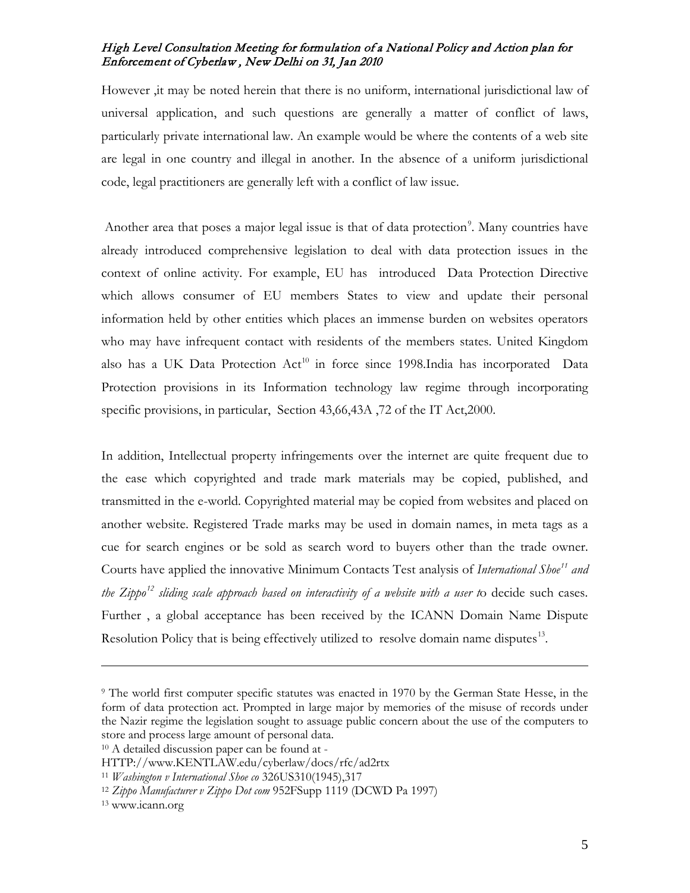However ,it may be noted herein that there is no uniform, international jurisdictional law of universal application, and such questions are generally a matter of conflict of laws, particularly private international law. An example would be where the contents of a web site are legal in one country and illegal in another. In the absence of a uniform jurisdictional code, legal practitioners are generally left with a conflict of law issue.

Another area that poses a major legal issue is that of data protection[9]. Many countries have already introduced comprehensive legislation to deal with data protection issues in the context of online activity. For example, EU has introduced Data Protection Directive which allows consumer of EU members States to view and update their personal information held by other entities which places an immense burden on websites operators who may have infrequent contact with residents of the members states. United Kingdom also has a UK Data Protection Act[10] in force since 1998.India has incorporated Data Protection provisions in its Information technology law regime through incorporating specific provisions, in particular, Section 43,66,43A ,72 of the IT Act,2000.

In addition, Intellectual property infringements over the internet are quite frequent due to the ease which copyrighted and trade mark materials may be copied, published, and transmitted in the e-world. Copyrighted material may be copied from websites and placed on another website. Registered Trade marks may be used in domain names, in meta tags as a cue for search engines or be sold as search word to buyers other than the trade owner. Courts have applied the innovative Minimum Contacts Test analysis of *International Shoe*[11] *and the Zippo*[12] *sliding scale approach based on interactivity of a website with a user t*o decide such cases. Further , a global acceptance has been received by the ICANN Domain Name Dispute Resolution Policy that is being effectively utilized to resolve domain name disputes[13].

---

[9] The world first computer specific statutes was enacted in 1970 by the German State Hesse, in the form of data protection act. Prompted in large major by memories of the misuse of records under the Nazir regime the legislation sought to assuage public concern about the use of the computers to store and process large amount of personal data.

[10] A detailed discussion paper can be found at - HTTP://www.KENTLAW.edu/cyberlaw/docs/rfc/ad2rtx

[11] *Washington v International Shoe co* 326US310(1945),317

[12] *Zippo Manufacturer v Zippo Dot com* 952FSupp 1119 (DCWD Pa 1997)

[13] www.icann.org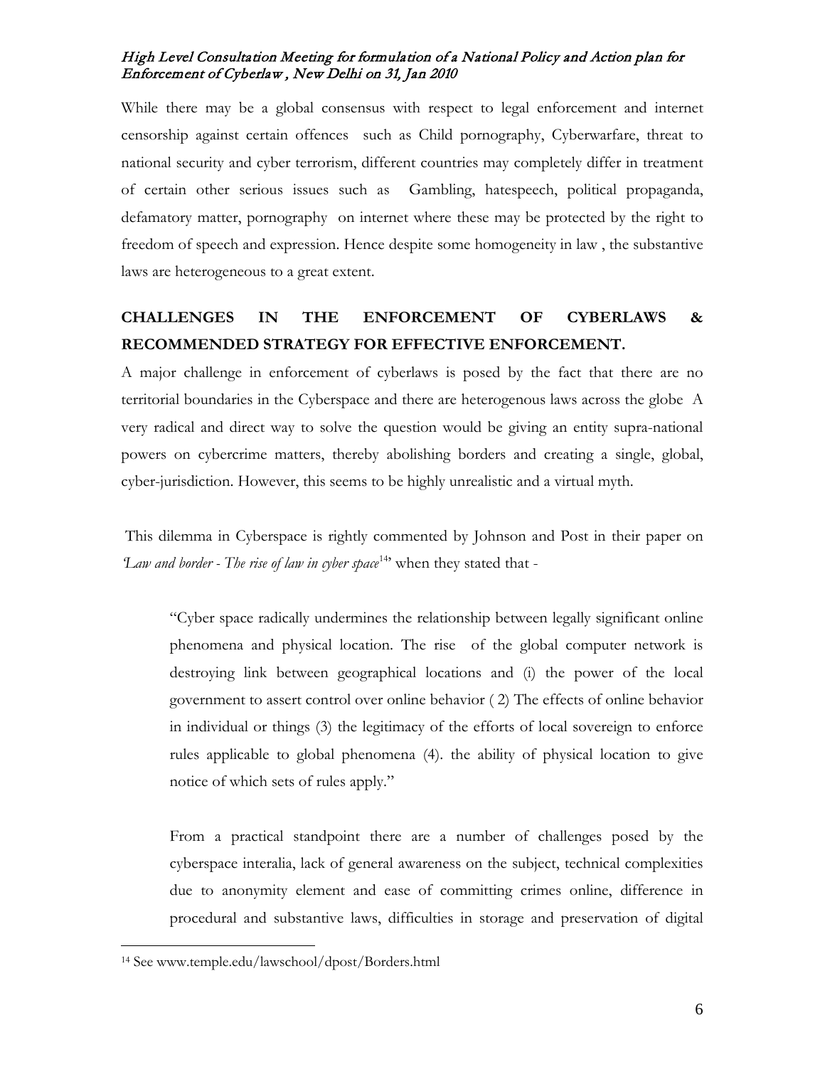While there may be a global consensus with respect to legal enforcement and internet censorship against certain offences such as Child pornography, Cyberwarfare, threat to national security and cyber terrorism, different countries may completely differ in treatment of certain other serious issues such as Gambling, hatespeech, political propaganda, defamatory matter, pornography on internet where these may be protected by the right to freedom of speech and expression. Hence despite some homogeneity in law , the substantive laws are heterogeneous to a great extent.

## CHALLENGES IN THE ENFORCEMENT OF CYBERLAWS & RECOMMENDED STRATEGY FOR EFFECTIVE ENFORCEMENT.

A major challenge in enforcement of cyberlaws is posed by the fact that there are no territorial boundaries in the Cyberspace and there are heterogenous laws across the globe A very radical and direct way to solve the question would be giving an entity supra-national powers on cybercrime matters, thereby abolishing borders and creating a single, global, cyber-jurisdiction. However, this seems to be highly unrealistic and a virtual myth.

This dilemma in Cyberspace is rightly commented by Johnson and Post in their paper on *'Law and border - The rise of law in cyber space*[14]" when they stated that -

> "Cyber space radically undermines the relationship between legally significant online phenomena and physical location. The rise of the global computer network is destroying link between geographical locations and (i) the power of the local government to assert control over online behavior ( 2) The effects of online behavior in individual or things (3) the legitimacy of the efforts of local sovereign to enforce rules applicable to global phenomena (4). the ability of physical location to give notice of which sets of rules apply."

From a practical standpoint there are a number of challenges posed by the cyberspace interalia, lack of general awareness on the subject, technical complexities due to anonymity element and ease of committing crimes online, difference in procedural and substantive laws, difficulties in storage and preservation of digital

---

[14] See www.temple.edu/lawschool/dpost/Borders.html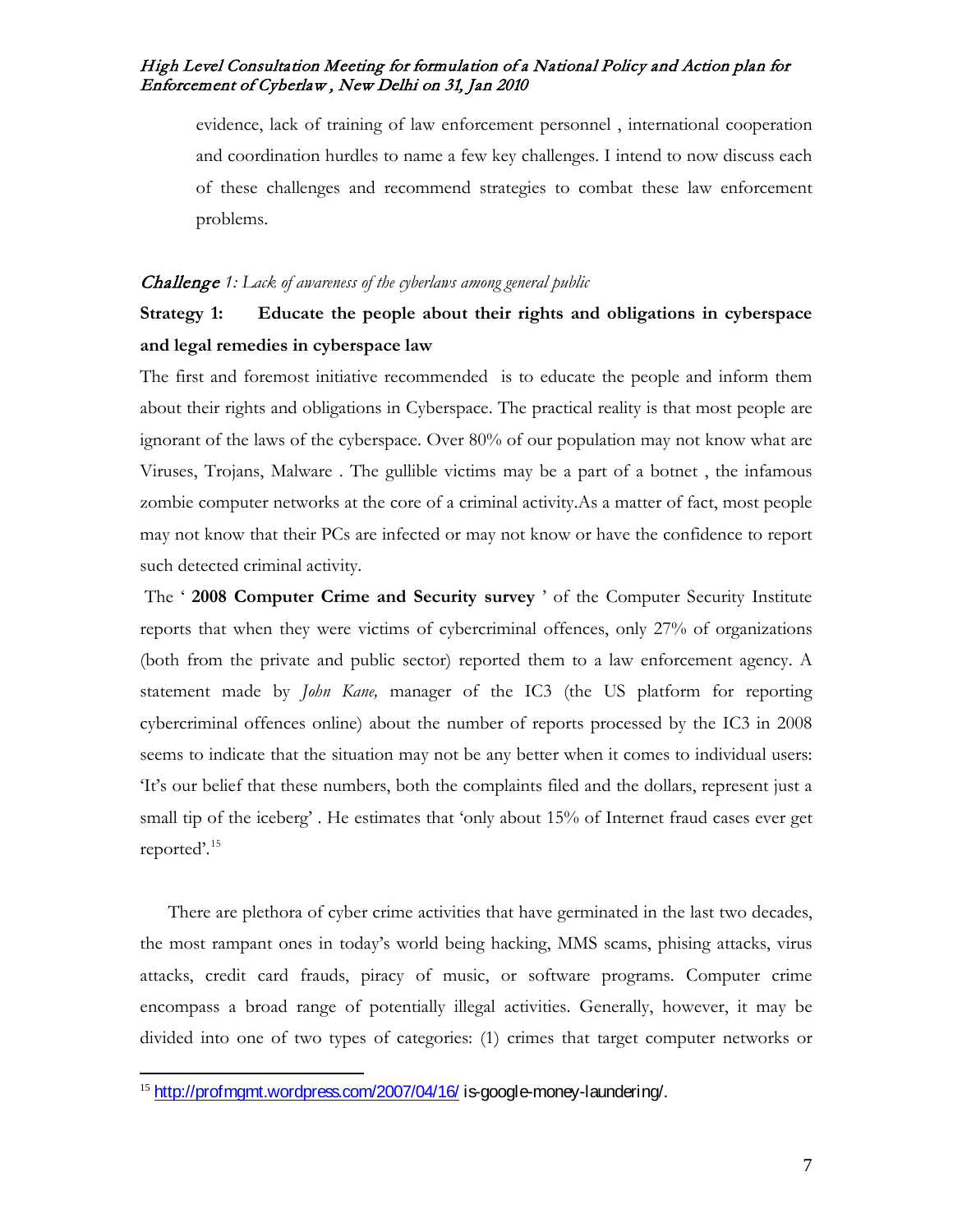evidence, lack of training of law enforcement personnel , international cooperation and coordination hurdles to name a few key challenges. I intend to now discuss each of these challenges and recommend strategies to combat these law enforcement problems.

*Challenge 1: Lack of awareness of the cyberlaws among general public*

**Strategy 1: Educate the people about their rights and obligations in cyberspace and legal remedies in cyberspace law**

The first and foremost initiative recommended is to educate the people and inform them about their rights and obligations in Cyberspace. The practical reality is that most people are ignorant of the laws of the cyberspace. Over 80% of our population may not know what are Viruses, Trojans, Malware . The gullible victims may be a part of a botnet , the infamous zombie computer networks at the core of a criminal activity.As a matter of fact, most people may not know that their PCs are infected or may not know or have the confidence to report such detected criminal activity.

The ' **2008 Computer Crime and Security survey** ' of the Computer Security Institute reports that when they were victims of cybercriminal offences, only 27% of organizations (both from the private and public sector) reported them to a law enforcement agency. A statement made by *John Kane,* manager of the IC3 (the US platform for reporting cybercriminal offences online) about the number of reports processed by the IC3 in 2008 seems to indicate that the situation may not be any better when it comes to individual users: 'It's our belief that these numbers, both the complaints filed and the dollars, represent just a small tip of the iceberg' . He estimates that 'only about 15% of Internet fraud cases ever get reported'.[15]

There are plethora of cyber crime activities that have germinated in the last two decades, the most rampant ones in today's world being hacking, MMS scams, phising attacks, virus attacks, credit card frauds, piracy of music, or software programs. Computer crime encompass a broad range of potentially illegal activities. Generally, however, it may be divided into one of two types of categories: (1) crimes that target computer networks or

---

[15] http://profmgmt.wordpress.com/2007/04/16/ is-google-money-laundering/.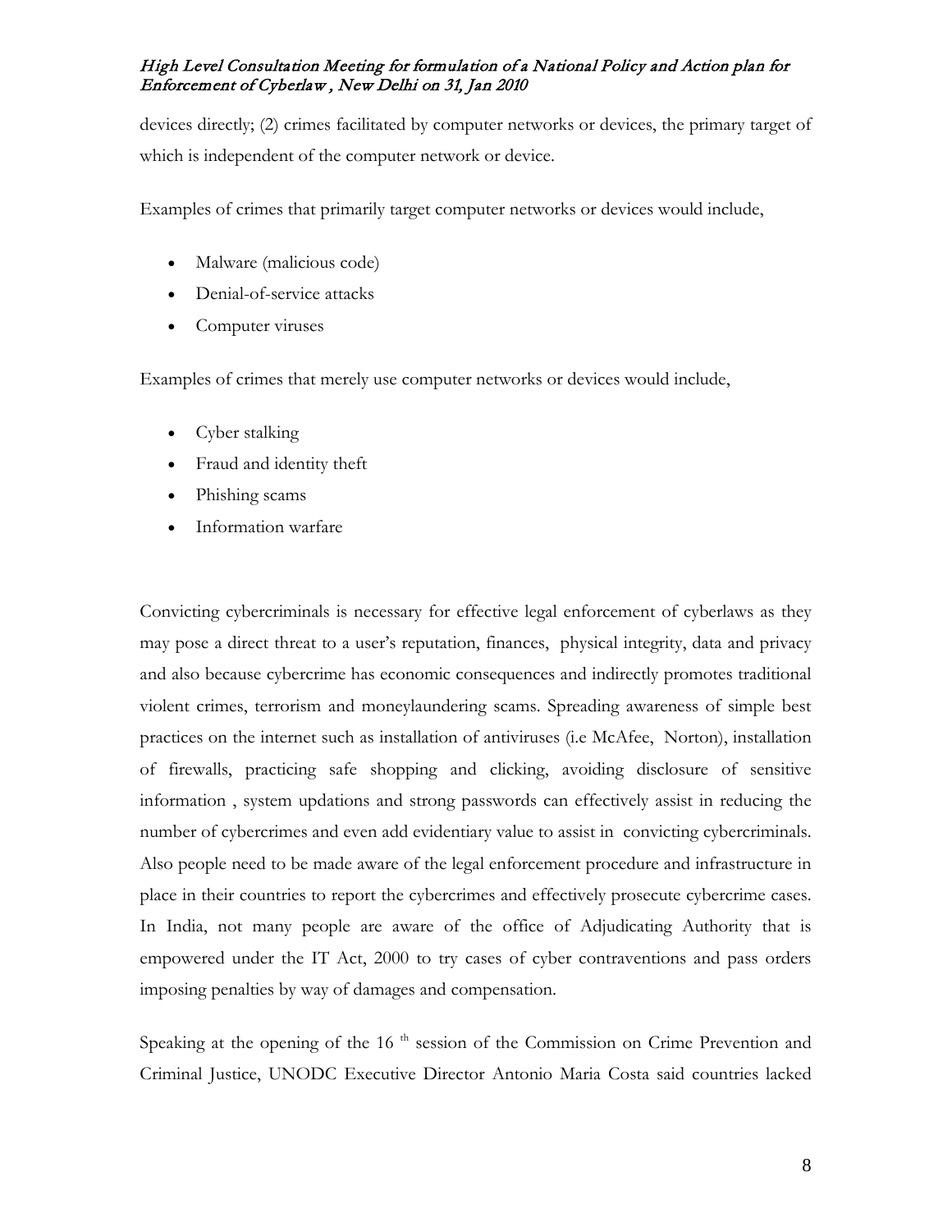devices directly; (2) crimes facilitated by computer networks or devices, the primary target of which is independent of the computer network or device.

Examples of crimes that primarily target computer networks or devices would include,

- Malware (malicious code)
- Denial-of-service attacks
- Computer viruses

Examples of crimes that merely use computer networks or devices would include,

- Cyber stalking
- Fraud and identity theft
- Phishing scams
- Information warfare

Convicting cybercriminals is necessary for effective legal enforcement of cyberlaws as they may pose a direct threat to a user's reputation, finances, physical integrity, data and privacy and also because cybercrime has economic consequences and indirectly promotes traditional violent crimes, terrorism and moneylaundering scams. Spreading awareness of simple best practices on the internet such as installation of antiviruses (i.e McAfee, Norton), installation of firewalls, practicing safe shopping and clicking, avoiding disclosure of sensitive information , system updations and strong passwords can effectively assist in reducing the number of cybercrimes and even add evidentiary value to assist in convicting cybercriminals. Also people need to be made aware of the legal enforcement procedure and infrastructure in place in their countries to report the cybercrimes and effectively prosecute cybercrime cases. In India, not many people are aware of the office of Adjudicating Authority that is empowered under the IT Act, 2000 to try cases of cyber contraventions and pass orders imposing penalties by way of damages and compensation.

Speaking at the opening of the 16 th session of the Commission on Crime Prevention and Criminal Justice, UNODC Executive Director Antonio Maria Costa said countries lacked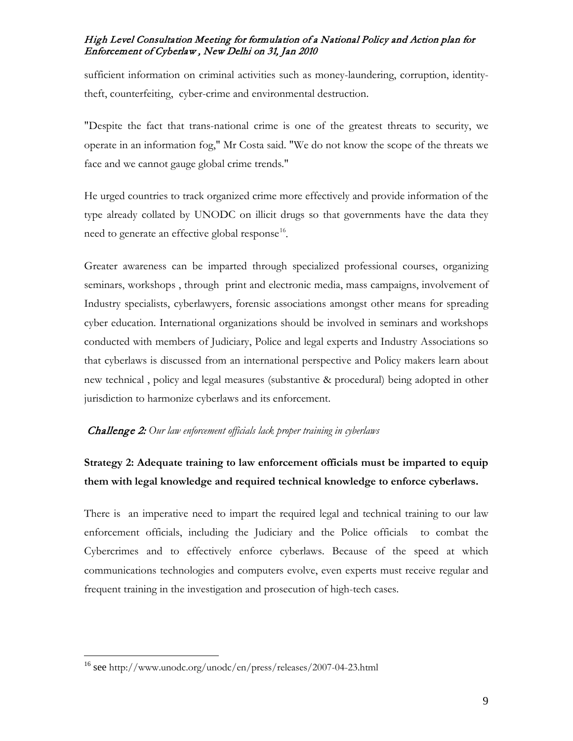sufficient information on criminal activities such as money-laundering, corruption, identity-theft, counterfeiting, cyber-crime and environmental destruction.

"Despite the fact that trans-national crime is one of the greatest threats to security, we operate in an information fog," Mr Costa said. "We do not know the scope of the threats we face and we cannot gauge global crime trends."

He urged countries to track organized crime more effectively and provide information of the type already collated by UNODC on illicit drugs so that governments have the data they need to generate an effective global response[16].

Greater awareness can be imparted through specialized professional courses, organizing seminars, workshops , through print and electronic media, mass campaigns, involvement of Industry specialists, cyberlawyers, forensic associations amongst other means for spreading cyber education. International organizations should be involved in seminars and workshops conducted with members of Judiciary, Police and legal experts and Industry Associations so that cyberlaws is discussed from an international perspective and Policy makers learn about new technical , policy and legal measures (substantive & procedural) being adopted in other jurisdiction to harmonize cyberlaws and its enforcement.

***Challenge 2:*** *Our law enforcement officials lack proper training in cyberlaws*

**Strategy 2: Adequate training to law enforcement officials must be imparted to equip them with legal knowledge and required technical knowledge to enforce cyberlaws.**

There is an imperative need to impart the required legal and technical training to our law enforcement officials, including the Judiciary and the Police officials to combat the Cybercrimes and to effectively enforce cyberlaws. Because of the speed at which communications technologies and computers evolve, even experts must receive regular and frequent training in the investigation and prosecution of high-tech cases.

---

[16] see http://www.unodc.org/unodc/en/press/releases/2007-04-23.html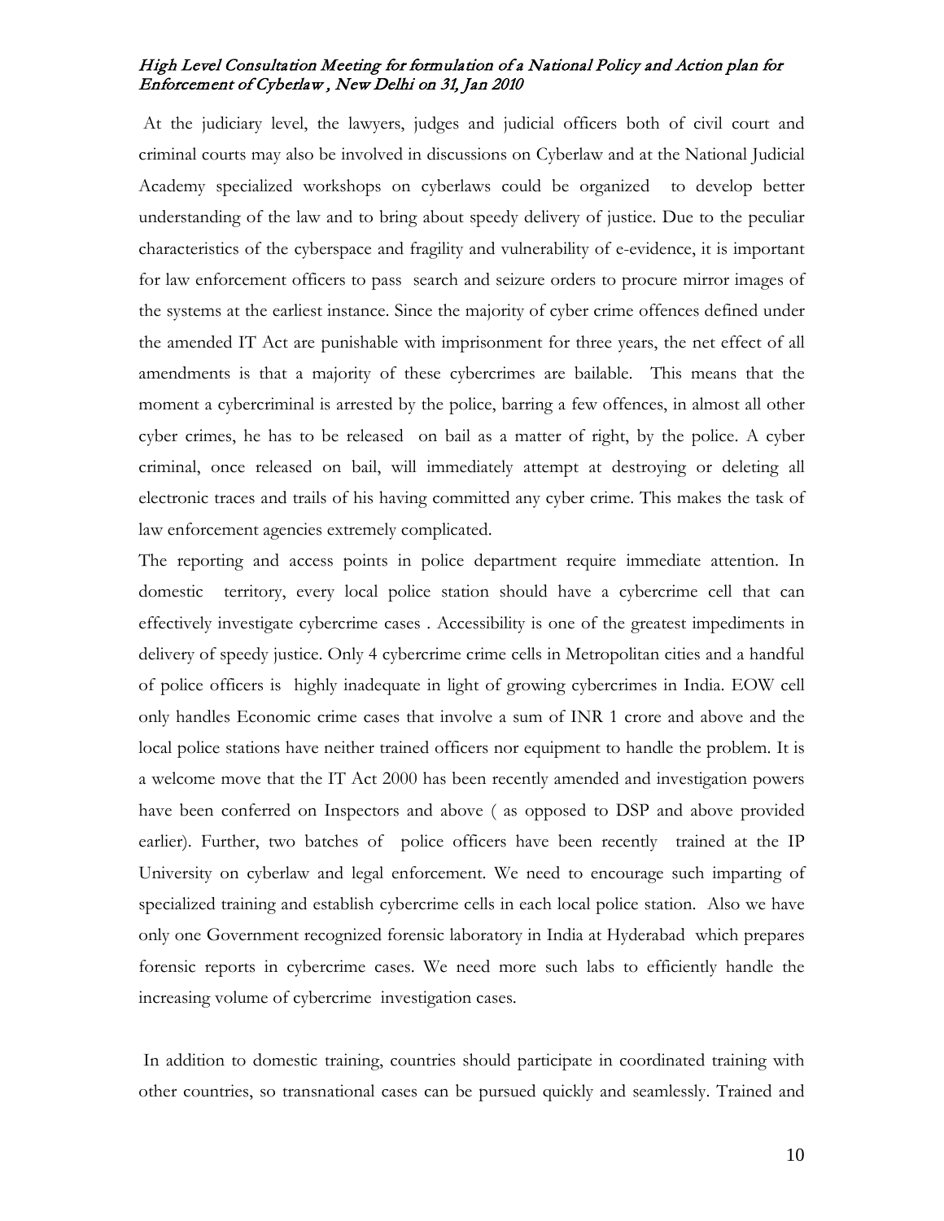At the judiciary level, the lawyers, judges and judicial officers both of civil court and criminal courts may also be involved in discussions on Cyberlaw and at the National Judicial Academy specialized workshops on cyberlaws could be organized to develop better understanding of the law and to bring about speedy delivery of justice. Due to the peculiar characteristics of the cyberspace and fragility and vulnerability of e-evidence, it is important for law enforcement officers to pass search and seizure orders to procure mirror images of the systems at the earliest instance. Since the majority of cyber crime offences defined under the amended IT Act are punishable with imprisonment for three years, the net effect of all amendments is that a majority of these cybercrimes are bailable. This means that the moment a cybercriminal is arrested by the police, barring a few offences, in almost all other cyber crimes, he has to be released on bail as a matter of right, by the police. A cyber criminal, once released on bail, will immediately attempt at destroying or deleting all electronic traces and trails of his having committed any cyber crime. This makes the task of law enforcement agencies extremely complicated.

The reporting and access points in police department require immediate attention. In domestic territory, every local police station should have a cybercrime cell that can effectively investigate cybercrime cases . Accessibility is one of the greatest impediments in delivery of speedy justice. Only 4 cybercrime crime cells in Metropolitan cities and a handful of police officers is highly inadequate in light of growing cybercrimes in India. EOW cell only handles Economic crime cases that involve a sum of INR 1 crore and above and the local police stations have neither trained officers nor equipment to handle the problem. It is a welcome move that the IT Act 2000 has been recently amended and investigation powers have been conferred on Inspectors and above ( as opposed to DSP and above provided earlier). Further, two batches of police officers have been recently trained at the IP University on cyberlaw and legal enforcement. We need to encourage such imparting of specialized training and establish cybercrime cells in each local police station. Also we have only one Government recognized forensic laboratory in India at Hyderabad which prepares forensic reports in cybercrime cases. We need more such labs to efficiently handle the increasing volume of cybercrime investigation cases.

In addition to domestic training, countries should participate in coordinated training with other countries, so transnational cases can be pursued quickly and seamlessly. Trained and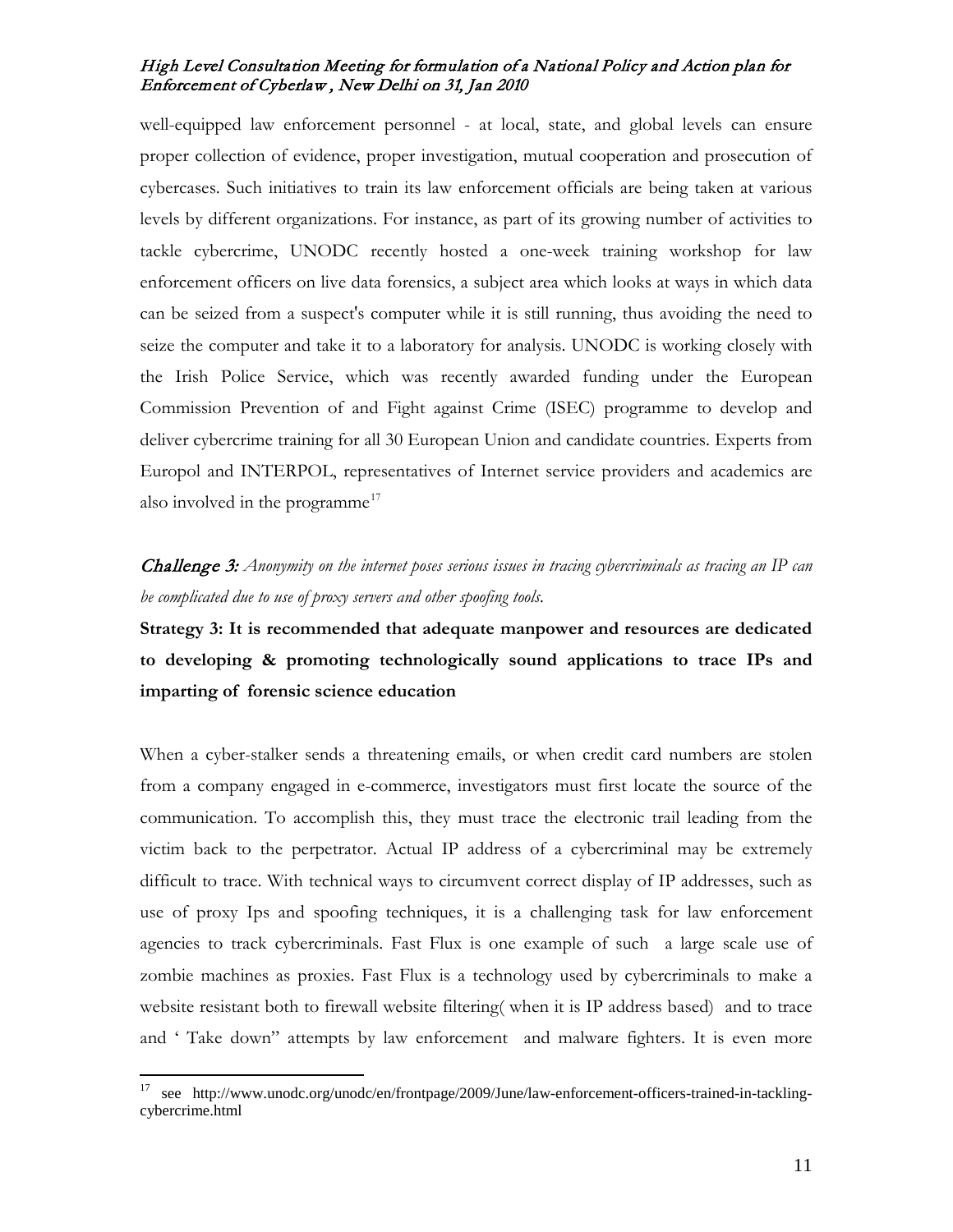well-equipped law enforcement personnel - at local, state, and global levels can ensure proper collection of evidence, proper investigation, mutual cooperation and prosecution of cybercases. Such initiatives to train its law enforcement officials are being taken at various levels by different organizations. For instance, as part of its growing number of activities to tackle cybercrime, UNODC recently hosted a one-week training workshop for law enforcement officers on live data forensics, a subject area which looks at ways in which data can be seized from a suspect's computer while it is still running, thus avoiding the need to seize the computer and take it to a laboratory for analysis. UNODC is working closely with the Irish Police Service, which was recently awarded funding under the European Commission Prevention of and Fight against Crime (ISEC) programme to develop and deliver cybercrime training for all 30 European Union and candidate countries. Experts from Europol and INTERPOL, representatives of Internet service providers and academics are also involved in the programme[17]

***Challenge 3:*** *Anonymity on the internet poses serious issues in tracing cybercriminals as tracing an IP can be complicated due to use of proxy servers and other spoofing tools.*

**Strategy 3: It is recommended that adequate manpower and resources are dedicated to developing & promoting technologically sound applications to trace IPs and imparting of forensic science education**

When a cyber-stalker sends a threatening emails, or when credit card numbers are stolen from a company engaged in e-commerce, investigators must first locate the source of the communication. To accomplish this, they must trace the electronic trail leading from the victim back to the perpetrator. Actual IP address of a cybercriminal may be extremely difficult to trace. With technical ways to circumvent correct display of IP addresses, such as use of proxy Ips and spoofing techniques, it is a challenging task for law enforcement agencies to track cybercriminals. Fast Flux is one example of such a large scale use of zombie machines as proxies. Fast Flux is a technology used by cybercriminals to make a website resistant both to firewall website filtering( when it is IP address based) and to trace and ' Take down" attempts by law enforcement and malware fighters. It is even more

[17] see http://www.unodc.org/unodc/en/frontpage/2009/June/law-enforcement-officers-trained-in-tackling-cybercrime.html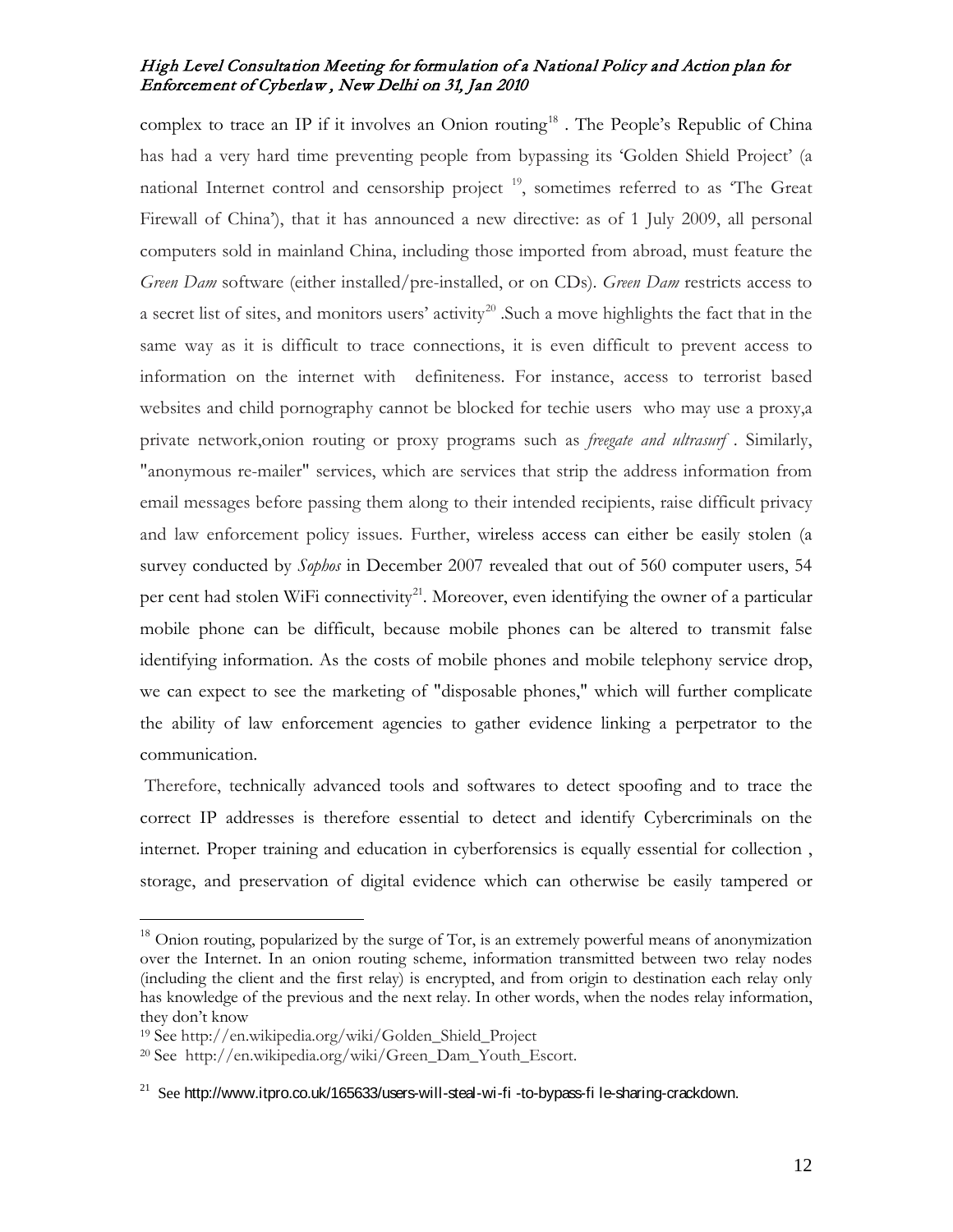complex to trace an IP if it involves an Onion routing[18] . The People's Republic of China has had a very hard time preventing people from bypassing its 'Golden Shield Project' (a national Internet control and censorship project [19], sometimes referred to as 'The Great Firewall of China'), that it has announced a new directive: as of 1 July 2009, all personal computers sold in mainland China, including those imported from abroad, must feature the *Green Dam* software (either installed/pre-installed, or on CDs). *Green Dam* restricts access to a secret list of sites, and monitors users' activity[20] .Such a move highlights the fact that in the same way as it is difficult to trace connections, it is even difficult to prevent access to information on the internet with definiteness. For instance, access to terrorist based websites and child pornography cannot be blocked for techie users who may use a proxy,a private network,onion routing or proxy programs such as *freegate and ultrasurf* . Similarly, "anonymous re-mailer" services, which are services that strip the address information from email messages before passing them along to their intended recipients, raise difficult privacy and law enforcement policy issues. Further, wireless access can either be easily stolen (a survey conducted by *Sophos* in December 2007 revealed that out of 560 computer users, 54 per cent had stolen WiFi connectivity[21]. Moreover, even identifying the owner of a particular mobile phone can be difficult, because mobile phones can be altered to transmit false identifying information. As the costs of mobile phones and mobile telephony service drop, we can expect to see the marketing of "disposable phones," which will further complicate the ability of law enforcement agencies to gather evidence linking a perpetrator to the communication.

Therefore, technically advanced tools and softwares to detect spoofing and to trace the correct IP addresses is therefore essential to detect and identify Cybercriminals on the internet. Proper training and education in cyberforensics is equally essential for collection , storage, and preservation of digital evidence which can otherwise be easily tampered or

---

[18] Onion routing, popularized by the surge of Tor, is an extremely powerful means of anonymization over the Internet. In an onion routing scheme, information transmitted between two relay nodes (including the client and the first relay) is encrypted, and from origin to destination each relay only has knowledge of the previous and the next relay. In other words, when the nodes relay information, they don't know

[19] See http://en.wikipedia.org/wiki/Golden_Shield_Project

[20] See http://en.wikipedia.org/wiki/Green_Dam_Youth_Escort.

[21] See http://www.itpro.co.uk/165633/users-will-steal-wi-fi -to-bypass-fi le-sharing-crackdown.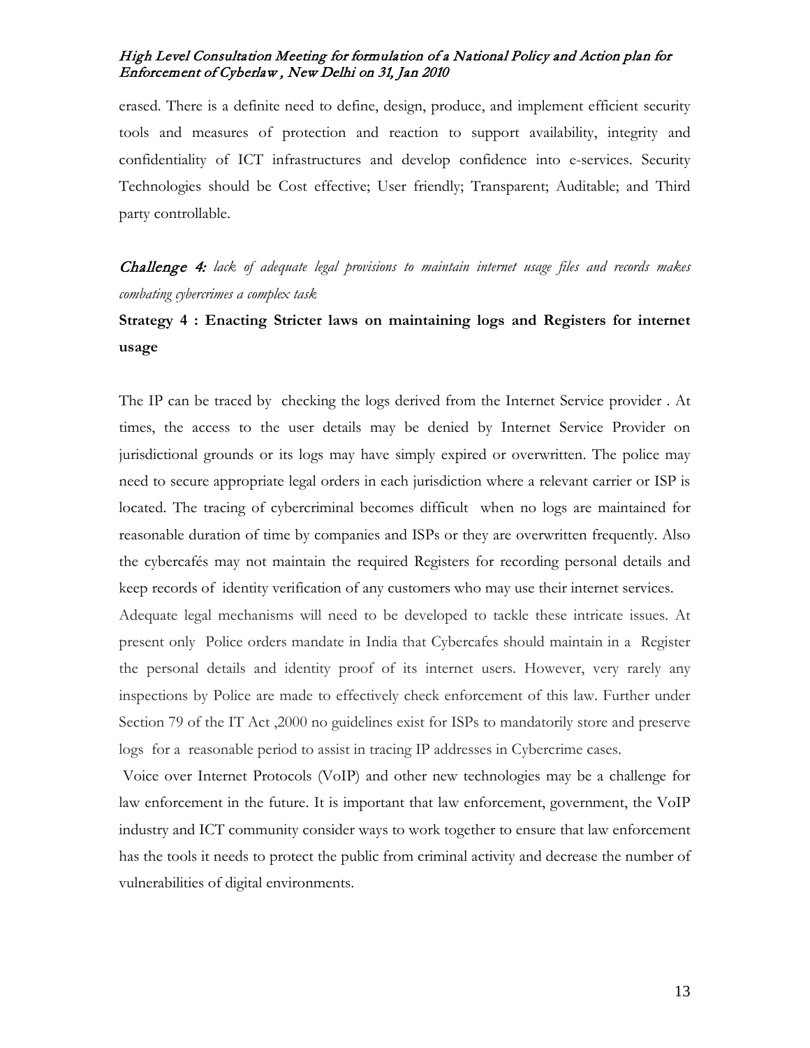erased. There is a definite need to define, design, produce, and implement efficient security tools and measures of protection and reaction to support availability, integrity and confidentiality of ICT infrastructures and develop confidence into e-services. Security Technologies should be Cost effective; User friendly; Transparent; Auditable; and Third party controllable.

***Challenge 4:*** *lack of adequate legal provisions to maintain internet usage files and records makes combating cybercrimes a complex task*

**Strategy 4 : Enacting Stricter laws on maintaining logs and Registers for internet usage**

The IP can be traced by checking the logs derived from the Internet Service provider . At times, the access to the user details may be denied by Internet Service Provider on jurisdictional grounds or its logs may have simply expired or overwritten. The police may need to secure appropriate legal orders in each jurisdiction where a relevant carrier or ISP is located. The tracing of cybercriminal becomes difficult when no logs are maintained for reasonable duration of time by companies and ISPs or they are overwritten frequently. Also the cybercafés may not maintain the required Registers for recording personal details and keep records of identity verification of any customers who may use their internet services.

Adequate legal mechanisms will need to be developed to tackle these intricate issues. At present only Police orders mandate in India that Cybercafes should maintain in a Register the personal details and identity proof of its internet users. However, very rarely any inspections by Police are made to effectively check enforcement of this law. Further under Section 79 of the IT Act ,2000 no guidelines exist for ISPs to mandatorily store and preserve logs for a reasonable period to assist in tracing IP addresses in Cybercrime cases.

Voice over Internet Protocols (VoIP) and other new technologies may be a challenge for law enforcement in the future. It is important that law enforcement, government, the VoIP industry and ICT community consider ways to work together to ensure that law enforcement has the tools it needs to protect the public from criminal activity and decrease the number of vulnerabilities of digital environments.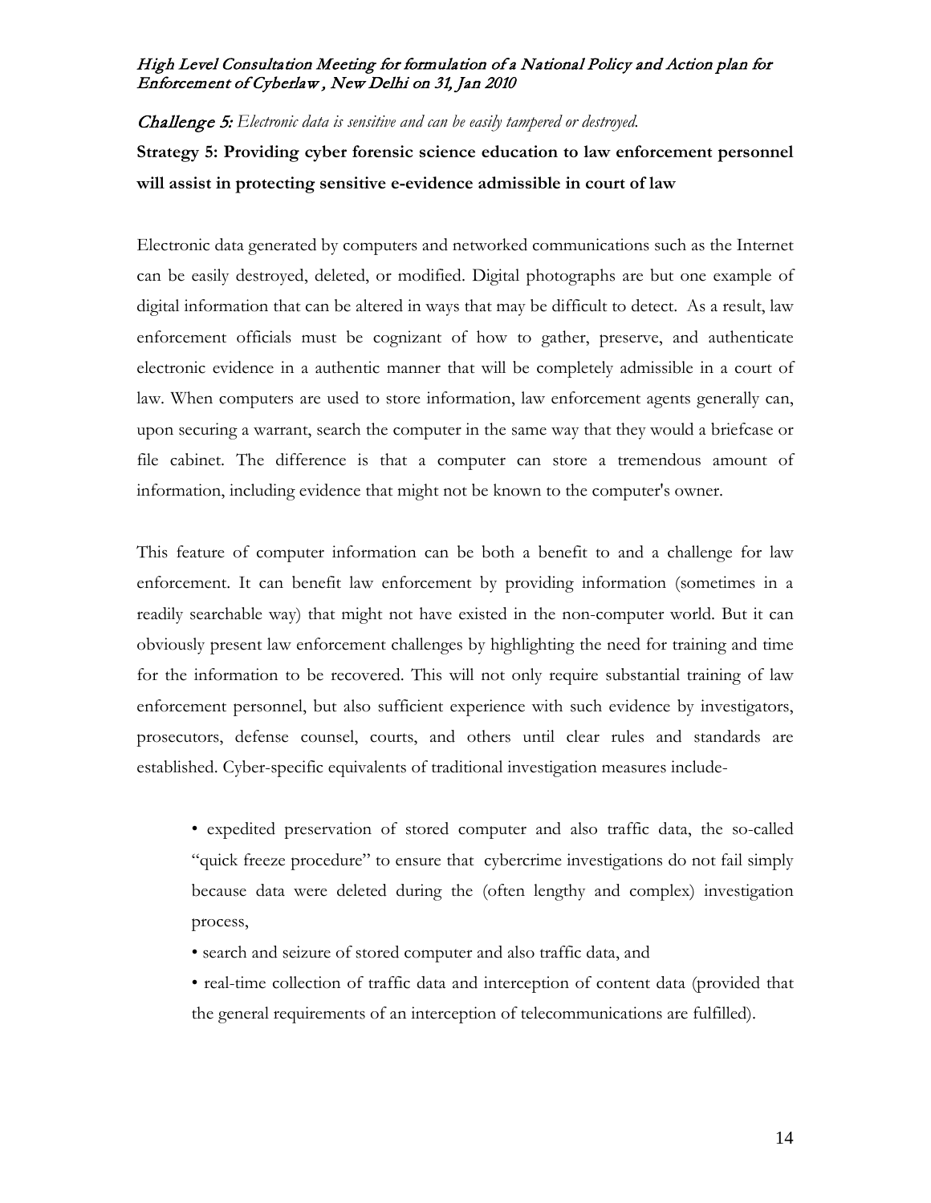***Challenge 5:*** *Electronic data is sensitive and can be easily tampered or destroyed.*

**Strategy 5: Providing cyber forensic science education to law enforcement personnel will assist in protecting sensitive e-evidence admissible in court of law**

Electronic data generated by computers and networked communications such as the Internet can be easily destroyed, deleted, or modified. Digital photographs are but one example of digital information that can be altered in ways that may be difficult to detect. As a result, law enforcement officials must be cognizant of how to gather, preserve, and authenticate electronic evidence in a authentic manner that will be completely admissible in a court of law. When computers are used to store information, law enforcement agents generally can, upon securing a warrant, search the computer in the same way that they would a briefcase or file cabinet. The difference is that a computer can store a tremendous amount of information, including evidence that might not be known to the computer's owner.

This feature of computer information can be both a benefit to and a challenge for law enforcement. It can benefit law enforcement by providing information (sometimes in a readily searchable way) that might not have existed in the non-computer world. But it can obviously present law enforcement challenges by highlighting the need for training and time for the information to be recovered. This will not only require substantial training of law enforcement personnel, but also sufficient experience with such evidence by investigators, prosecutors, defense counsel, courts, and others until clear rules and standards are established. Cyber-specific equivalents of traditional investigation measures include-

- expedited preservation of stored computer and also traffic data, the so-called "quick freeze procedure" to ensure that cybercrime investigations do not fail simply because data were deleted during the (often lengthy and complex) investigation process,
- search and seizure of stored computer and also traffic data, and
- real-time collection of traffic data and interception of content data (provided that the general requirements of an interception of telecommunications are fulfilled).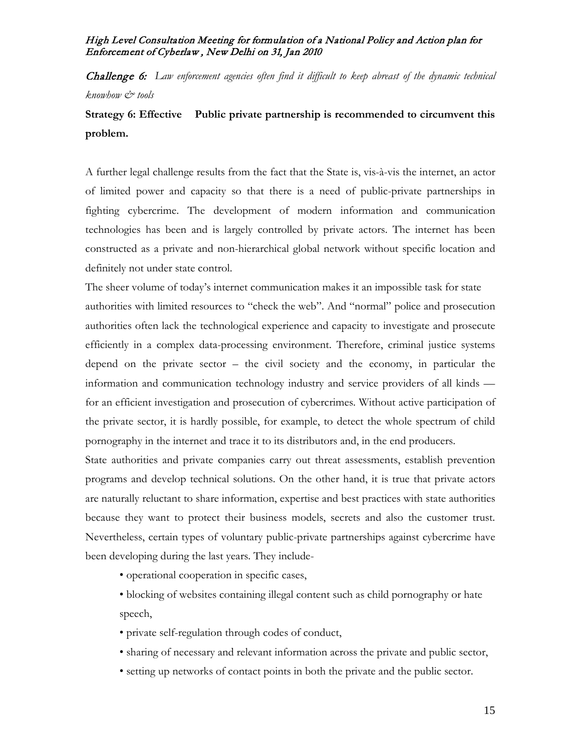***Challenge 6:*** *Law enforcement agencies often find it difficult to keep abreast of the dynamic technical knowhow & tools*

**Strategy 6: Effective Public private partnership is recommended to circumvent this problem.**

A further legal challenge results from the fact that the State is, vis-à-vis the internet, an actor of limited power and capacity so that there is a need of public-private partnerships in fighting cybercrime. The development of modern information and communication technologies has been and is largely controlled by private actors. The internet has been constructed as a private and non-hierarchical global network without specific location and definitely not under state control.

The sheer volume of today's internet communication makes it an impossible task for state authorities with limited resources to "check the web". And "normal" police and prosecution authorities often lack the technological experience and capacity to investigate and prosecute efficiently in a complex data-processing environment. Therefore, criminal justice systems depend on the private sector – the civil society and the economy, in particular the information and communication technology industry and service providers of all kinds — for an efficient investigation and prosecution of cybercrimes. Without active participation of the private sector, it is hardly possible, for example, to detect the whole spectrum of child pornography in the internet and trace it to its distributors and, in the end producers.

State authorities and private companies carry out threat assessments, establish prevention programs and develop technical solutions. On the other hand, it is true that private actors are naturally reluctant to share information, expertise and best practices with state authorities because they want to protect their business models, secrets and also the customer trust. Nevertheless, certain types of voluntary public-private partnerships against cybercrime have been developing during the last years. They include-

- operational cooperation in specific cases,
- blocking of websites containing illegal content such as child pornography or hate speech,
- private self-regulation through codes of conduct,
- sharing of necessary and relevant information across the private and public sector,
- setting up networks of contact points in both the private and the public sector.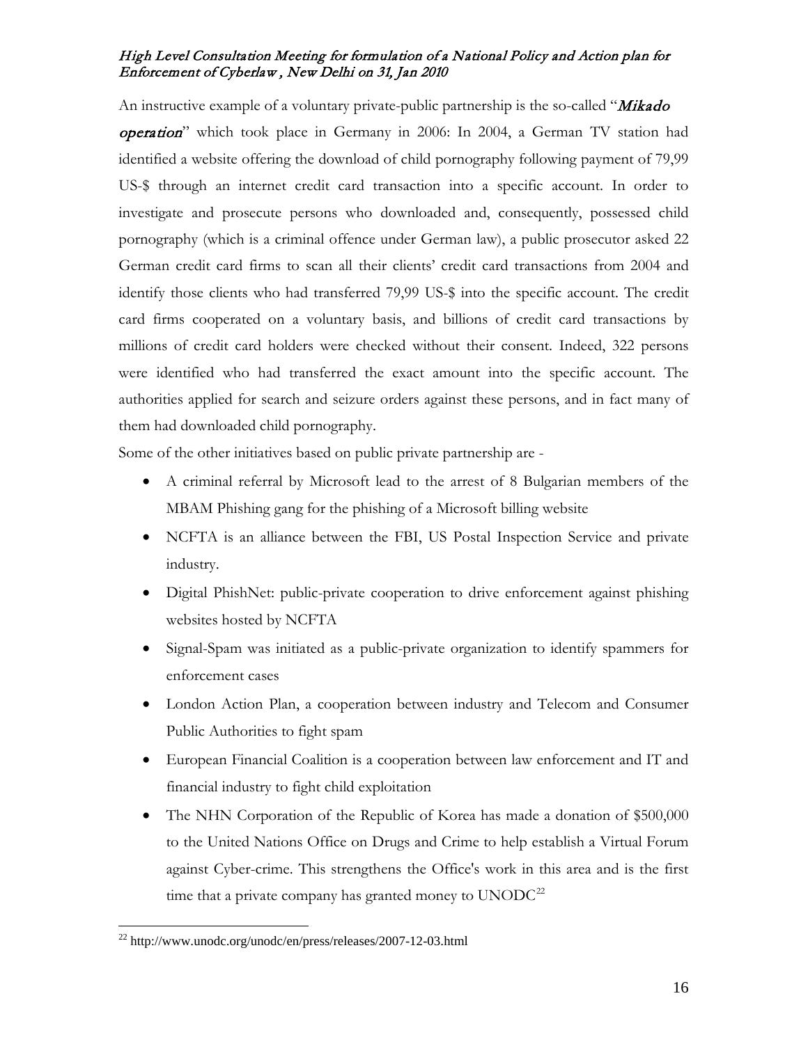An instructive example of a voluntary private-public partnership is the so-called "*Mikado operation*" which took place in Germany in 2006: In 2004, a German TV station had identified a website offering the download of child pornography following payment of 79,99 US-$ through an internet credit card transaction into a specific account. In order to investigate and prosecute persons who downloaded and, consequently, possessed child pornography (which is a criminal offence under German law), a public prosecutor asked 22 German credit card firms to scan all their clients' credit card transactions from 2004 and identify those clients who had transferred 79,99 US-$ into the specific account. The credit card firms cooperated on a voluntary basis, and billions of credit card transactions by millions of credit card holders were checked without their consent. Indeed, 322 persons were identified who had transferred the exact amount into the specific account. The authorities applied for search and seizure orders against these persons, and in fact many of them had downloaded child pornography.

Some of the other initiatives based on public private partnership are -

- A criminal referral by Microsoft lead to the arrest of 8 Bulgarian members of the MBAM Phishing gang for the phishing of a Microsoft billing website
- NCFTA is an alliance between the FBI, US Postal Inspection Service and private industry.
- Digital PhishNet: public-private cooperation to drive enforcement against phishing websites hosted by NCFTA
- Signal-Spam was initiated as a public-private organization to identify spammers for enforcement cases
- London Action Plan, a cooperation between industry and Telecom and Consumer Public Authorities to fight spam
- European Financial Coalition is a cooperation between law enforcement and IT and financial industry to fight child exploitation
- The NHN Corporation of the Republic of Korea has made a donation of $500,000 to the United Nations Office on Drugs and Crime to help establish a Virtual Forum against Cyber-crime. This strengthens the Office's work in this area and is the first time that a private company has granted money to UNODC[22]

[22] http://www.unodc.org/unodc/en/press/releases/2007-12-03.html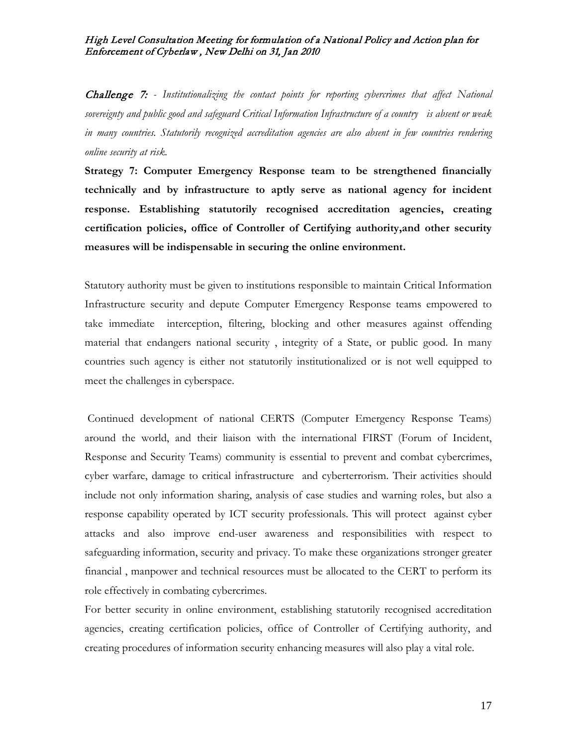***Challenge 7:*** *- Institutionalizing the contact points for reporting cybercrimes that affect National sovereignty and public good and safeguard Critical Information Infrastructure of a country is absent or weak in many countries. Statutorily recognized accreditation agencies are also absent in few countries rendering online security at risk.*

**Strategy 7: Computer Emergency Response team to be strengthened financially technically and by infrastructure to aptly serve as national agency for incident response. Establishing statutorily recognised accreditation agencies, creating certification policies, office of Controller of Certifying authority,and other security measures will be indispensable in securing the online environment.**

Statutory authority must be given to institutions responsible to maintain Critical Information Infrastructure security and depute Computer Emergency Response teams empowered to take immediate interception, filtering, blocking and other measures against offending material that endangers national security , integrity of a State, or public good. In many countries such agency is either not statutorily institutionalized or is not well equipped to meet the challenges in cyberspace.

Continued development of national CERTS (Computer Emergency Response Teams) around the world, and their liaison with the international FIRST (Forum of Incident, Response and Security Teams) community is essential to prevent and combat cybercrimes, cyber warfare, damage to critical infrastructure and cyberterrorism. Their activities should include not only information sharing, analysis of case studies and warning roles, but also a response capability operated by ICT security professionals. This will protect against cyber attacks and also improve end-user awareness and responsibilities with respect to safeguarding information, security and privacy. To make these organizations stronger greater financial , manpower and technical resources must be allocated to the CERT to perform its role effectively in combating cybercrimes.

For better security in online environment, establishing statutorily recognised accreditation agencies, creating certification policies, office of Controller of Certifying authority, and creating procedures of information security enhancing measures will also play a vital role.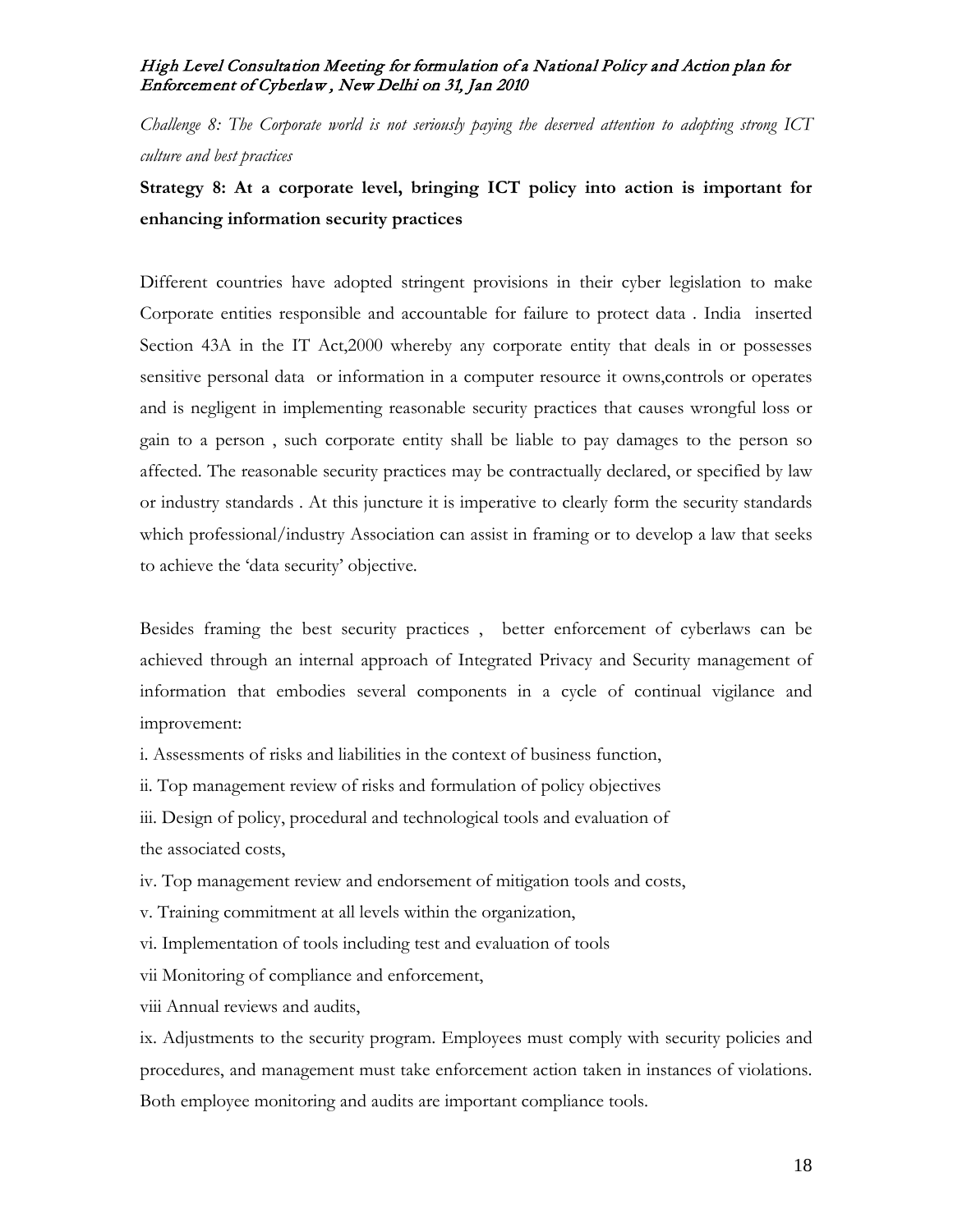*Challenge 8: The Corporate world is not seriously paying the deserved attention to adopting strong ICT culture and best practices*

**Strategy 8: At a corporate level, bringing ICT policy into action is important for enhancing information security practices**

Different countries have adopted stringent provisions in their cyber legislation to make Corporate entities responsible and accountable for failure to protect data . India inserted Section 43A in the IT Act,2000 whereby any corporate entity that deals in or possesses sensitive personal data or information in a computer resource it owns,controls or operates and is negligent in implementing reasonable security practices that causes wrongful loss or gain to a person , such corporate entity shall be liable to pay damages to the person so affected. The reasonable security practices may be contractually declared, or specified by law or industry standards . At this juncture it is imperative to clearly form the security standards which professional/industry Association can assist in framing or to develop a law that seeks to achieve the 'data security' objective.

Besides framing the best security practices , better enforcement of cyberlaws can be achieved through an internal approach of Integrated Privacy and Security management of information that embodies several components in a cycle of continual vigilance and improvement:

i. Assessments of risks and liabilities in the context of business function,

ii. Top management review of risks and formulation of policy objectives

iii. Design of policy, procedural and technological tools and evaluation of the associated costs,

iv. Top management review and endorsement of mitigation tools and costs,

v. Training commitment at all levels within the organization,

vi. Implementation of tools including test and evaluation of tools

vii Monitoring of compliance and enforcement,

viii Annual reviews and audits,

ix. Adjustments to the security program. Employees must comply with security policies and procedures, and management must take enforcement action taken in instances of violations. Both employee monitoring and audits are important compliance tools.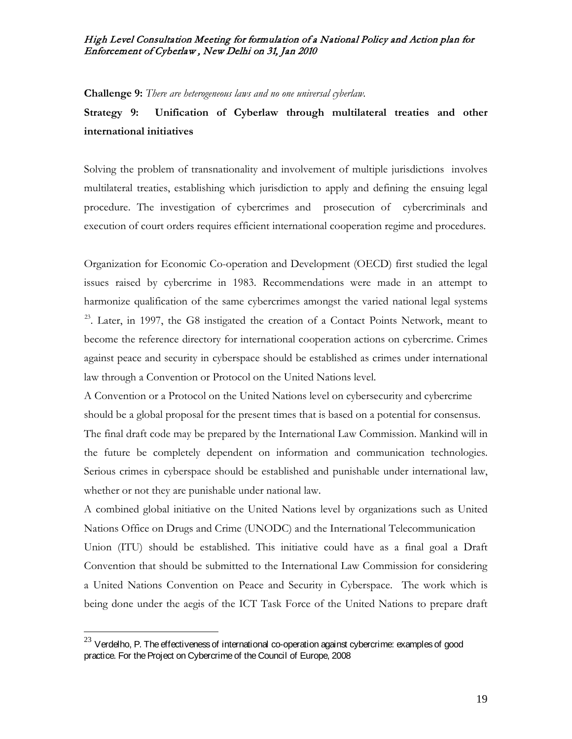**Challenge 9:** *There are heterogeneous laws and no one universal cyberlaw.*

**Strategy 9: Unification of Cyberlaw through multilateral treaties and other international initiatives**

Solving the problem of transnationality and involvement of multiple jurisdictions involves multilateral treaties, establishing which jurisdiction to apply and defining the ensuing legal procedure. The investigation of cybercrimes and prosecution of cybercriminals and execution of court orders requires efficient international cooperation regime and procedures.

Organization for Economic Co-operation and Development (OECD) first studied the legal issues raised by cybercrime in 1983. Recommendations were made in an attempt to harmonize qualification of the same cybercrimes amongst the varied national legal systems [23]. Later, in 1997, the G8 instigated the creation of a Contact Points Network, meant to become the reference directory for international cooperation actions on cybercrime. Crimes against peace and security in cyberspace should be established as crimes under international law through a Convention or Protocol on the United Nations level.

A Convention or a Protocol on the United Nations level on cybersecurity and cybercrime should be a global proposal for the present times that is based on a potential for consensus. The final draft code may be prepared by the International Law Commission. Mankind will in the future be completely dependent on information and communication technologies. Serious crimes in cyberspace should be established and punishable under international law, whether or not they are punishable under national law.

A combined global initiative on the United Nations level by organizations such as United Nations Office on Drugs and Crime (UNODC) and the International Telecommunication Union (ITU) should be established. This initiative could have as a final goal a Draft Convention that should be submitted to the International Law Commission for considering a United Nations Convention on Peace and Security in Cyberspace. The work which is being done under the aegis of the ICT Task Force of the United Nations to prepare draft

[23] Verdelho, P. The effectiveness of international co-operation against cybercrime: examples of good practice. For the Project on Cybercrime of the Council of Europe, 2008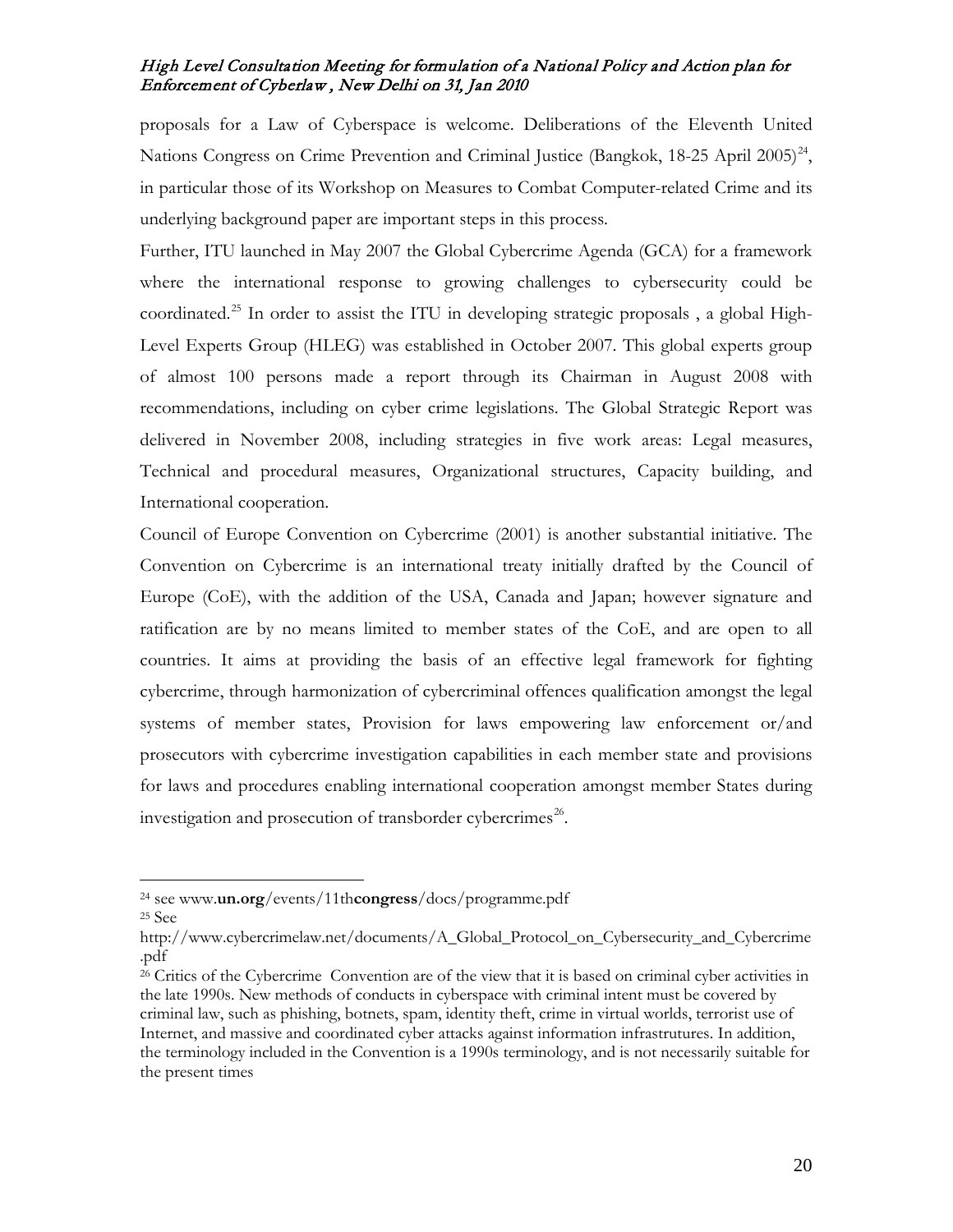proposals for a Law of Cyberspace is welcome. Deliberations of the Eleventh United Nations Congress on Crime Prevention and Criminal Justice (Bangkok, 18-25 April 2005)[24], in particular those of its Workshop on Measures to Combat Computer-related Crime and its underlying background paper are important steps in this process.

Further, ITU launched in May 2007 the Global Cybercrime Agenda (GCA) for a framework where the international response to growing challenges to cybersecurity could be coordinated.[25] In order to assist the ITU in developing strategic proposals , a global High-Level Experts Group (HLEG) was established in October 2007. This global experts group of almost 100 persons made a report through its Chairman in August 2008 with recommendations, including on cyber crime legislations. The Global Strategic Report was delivered in November 2008, including strategies in five work areas: Legal measures, Technical and procedural measures, Organizational structures, Capacity building, and International cooperation.

Council of Europe Convention on Cybercrime (2001) is another substantial initiative. The Convention on Cybercrime is an international treaty initially drafted by the Council of Europe (CoE), with the addition of the USA, Canada and Japan; however signature and ratification are by no means limited to member states of the CoE, and are open to all countries. It aims at providing the basis of an effective legal framework for fighting cybercrime, through harmonization of cybercriminal offences qualification amongst the legal systems of member states, Provision for laws empowering law enforcement or/and prosecutors with cybercrime investigation capabilities in each member state and provisions for laws and procedures enabling international cooperation amongst member States during investigation and prosecution of transborder cybercrimes[26].

---

[24] see www.**un.org**/events/11th**congress**/docs/programme.pdf

[25] See http://www.cybercrimelaw.net/documents/A_Global_Protocol_on_Cybersecurity_and_Cybercrime.pdf

[26] Critics of the Cybercrime Convention are of the view that it is based on criminal cyber activities in the late 1990s. New methods of conducts in cyberspace with criminal intent must be covered by criminal law, such as phishing, botnets, spam, identity theft, crime in virtual worlds, terrorist use of Internet, and massive and coordinated cyber attacks against information infrastrutures. In addition, the terminology included in the Convention is a 1990s terminology, and is not necessarily suitable for the present times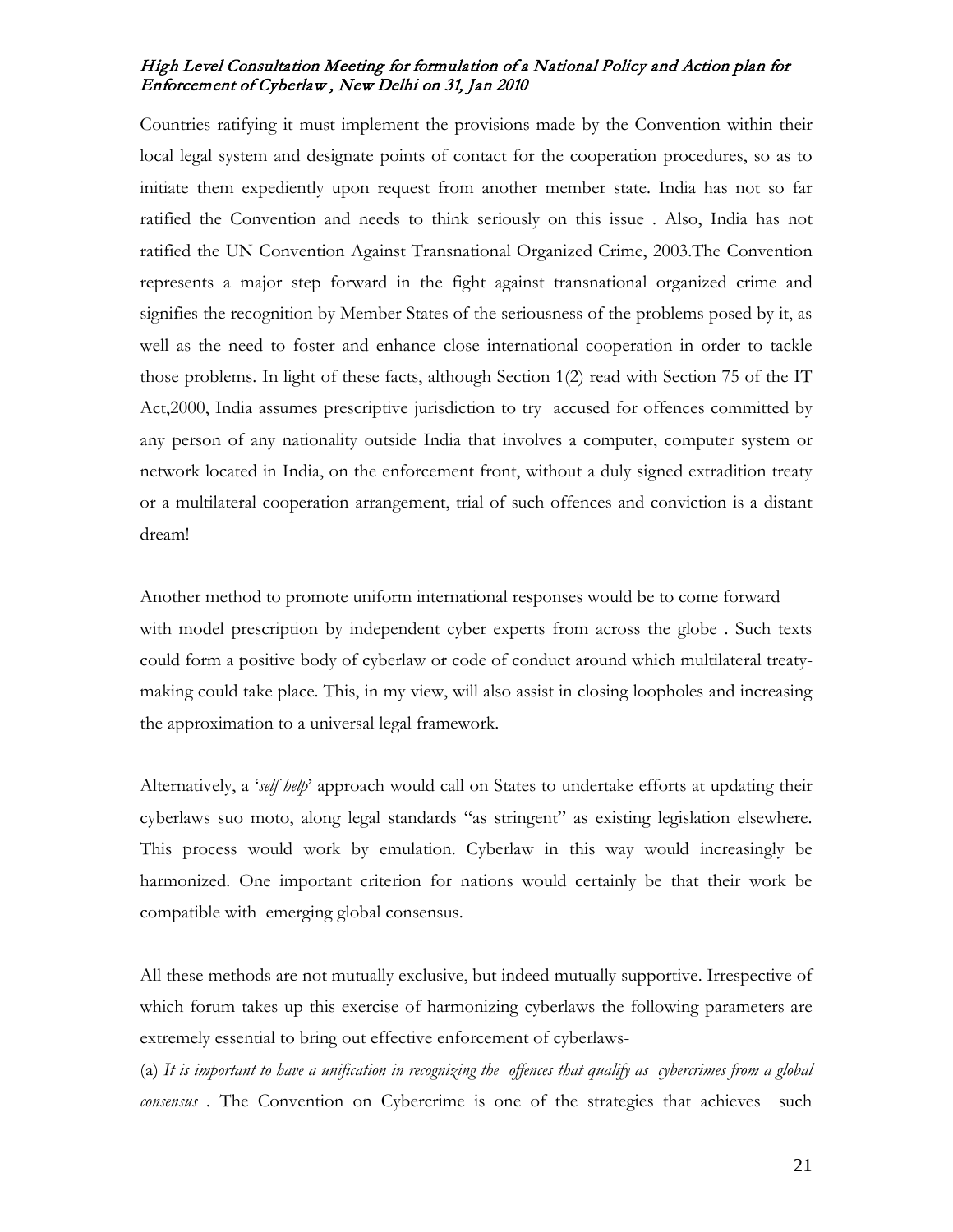Countries ratifying it must implement the provisions made by the Convention within their local legal system and designate points of contact for the cooperation procedures, so as to initiate them expediently upon request from another member state. India has not so far ratified the Convention and needs to think seriously on this issue . Also, India has not ratified the UN Convention Against Transnational Organized Crime, 2003.The Convention represents a major step forward in the fight against transnational organized crime and signifies the recognition by Member States of the seriousness of the problems posed by it, as well as the need to foster and enhance close international cooperation in order to tackle those problems. In light of these facts, although Section 1(2) read with Section 75 of the IT Act,2000, India assumes prescriptive jurisdiction to try accused for offences committed by any person of any nationality outside India that involves a computer, computer system or network located in India, on the enforcement front, without a duly signed extradition treaty or a multilateral cooperation arrangement, trial of such offences and conviction is a distant dream!

Another method to promote uniform international responses would be to come forward with model prescription by independent cyber experts from across the globe . Such texts could form a positive body of cyberlaw or code of conduct around which multilateral treaty-making could take place. This, in my view, will also assist in closing loopholes and increasing the approximation to a universal legal framework.

Alternatively, a '*self help*' approach would call on States to undertake efforts at updating their cyberlaws suo moto, along legal standards "as stringent" as existing legislation elsewhere. This process would work by emulation. Cyberlaw in this way would increasingly be harmonized. One important criterion for nations would certainly be that their work be compatible with emerging global consensus.

All these methods are not mutually exclusive, but indeed mutually supportive. Irrespective of which forum takes up this exercise of harmonizing cyberlaws the following parameters are extremely essential to bring out effective enforcement of cyberlaws-

(a) *It is important to have a unification in recognizing the offences that qualify as cybercrimes from a global consensus* . The Convention on Cybercrime is one of the strategies that achieves such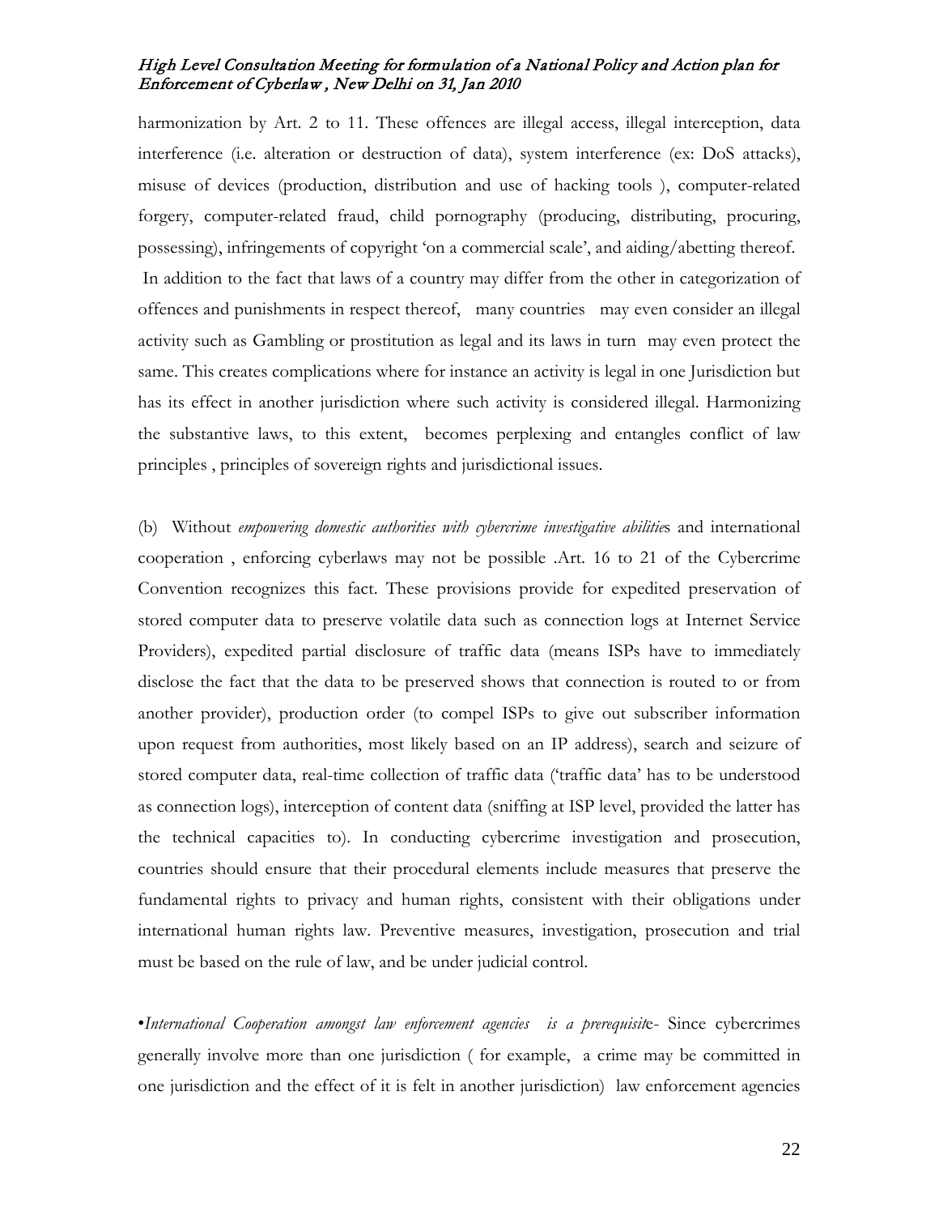harmonization by Art. 2 to 11. These offences are illegal access, illegal interception, data interference (i.e. alteration or destruction of data), system interference (ex: DoS attacks), misuse of devices (production, distribution and use of hacking tools ), computer-related forgery, computer-related fraud, child pornography (producing, distributing, procuring, possessing), infringements of copyright 'on a commercial scale', and aiding/abetting thereof.

In addition to the fact that laws of a country may differ from the other in categorization of offences and punishments in respect thereof, many countries may even consider an illegal activity such as Gambling or prostitution as legal and its laws in turn may even protect the same. This creates complications where for instance an activity is legal in one Jurisdiction but has its effect in another jurisdiction where such activity is considered illegal. Harmonizing the substantive laws, to this extent, becomes perplexing and entangles conflict of law principles , principles of sovereign rights and jurisdictional issues.

(b) Without *empowering domestic authorities with cybercrime investigative abilitie*s and international cooperation , enforcing cyberlaws may not be possible .Art. 16 to 21 of the Cybercrime Convention recognizes this fact. These provisions provide for expedited preservation of stored computer data to preserve volatile data such as connection logs at Internet Service Providers), expedited partial disclosure of traffic data (means ISPs have to immediately disclose the fact that the data to be preserved shows that connection is routed to or from another provider), production order (to compel ISPs to give out subscriber information upon request from authorities, most likely based on an IP address), search and seizure of stored computer data, real-time collection of traffic data ('traffic data' has to be understood as connection logs), interception of content data (sniffing at ISP level, provided the latter has the technical capacities to). In conducting cybercrime investigation and prosecution, countries should ensure that their procedural elements include measures that preserve the fundamental rights to privacy and human rights, consistent with their obligations under international human rights law. Preventive measures, investigation, prosecution and trial must be based on the rule of law, and be under judicial control.

•*International Cooperation amongst law enforcement agencies is a prerequisit*e- Since cybercrimes generally involve more than one jurisdiction ( for example, a crime may be committed in one jurisdiction and the effect of it is felt in another jurisdiction) law enforcement agencies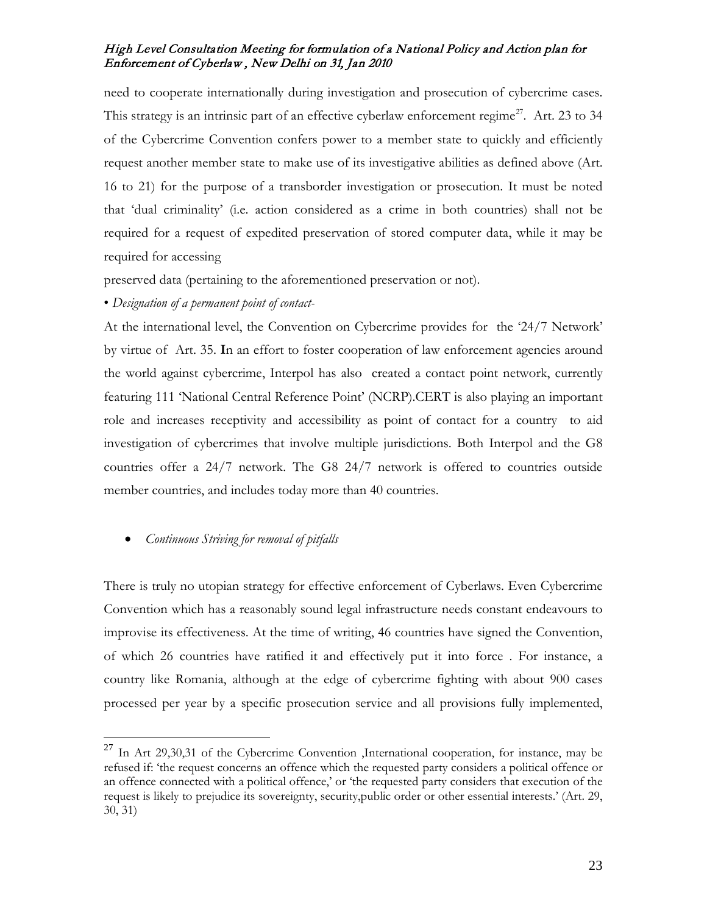need to cooperate internationally during investigation and prosecution of cybercrime cases. This strategy is an intrinsic part of an effective cyberlaw enforcement regime[27]. Art. 23 to 34 of the Cybercrime Convention confers power to a member state to quickly and efficiently request another member state to make use of its investigative abilities as defined above (Art. 16 to 21) for the purpose of a transborder investigation or prosecution. It must be noted that 'dual criminality' (i.e. action considered as a crime in both countries) shall not be required for a request of expedited preservation of stored computer data, while it may be required for accessing
preserved data (pertaining to the aforementioned preservation or not).

• *Designation of a permanent point of contact-*

At the international level, the Convention on Cybercrime provides for the '24/7 Network' by virtue of Art. 35. **I**n an effort to foster cooperation of law enforcement agencies around the world against cybercrime, Interpol has also created a contact point network, currently featuring 111 'National Central Reference Point' (NCRP).CERT is also playing an important role and increases receptivity and accessibility as point of contact for a country to aid investigation of cybercrimes that involve multiple jurisdictions. Both Interpol and the G8 countries offer a 24/7 network. The G8 24/7 network is offered to countries outside member countries, and includes today more than 40 countries.

- *Continuous Striving for removal of pitfalls*

There is truly no utopian strategy for effective enforcement of Cyberlaws. Even Cybercrime Convention which has a reasonably sound legal infrastructure needs constant endeavours to improvise its effectiveness. At the time of writing, 46 countries have signed the Convention, of which 26 countries have ratified it and effectively put it into force . For instance, a country like Romania, although at the edge of cybercrime fighting with about 900 cases processed per year by a specific prosecution service and all provisions fully implemented,

---

[27] In Art 29,30,31 of the Cybercrime Convention ,International cooperation, for instance, may be refused if: 'the request concerns an offence which the requested party considers a political offence or an offence connected with a political offence,' or 'the requested party considers that execution of the request is likely to prejudice its sovereignty, security,public order or other essential interests.' (Art. 29, 30, 31)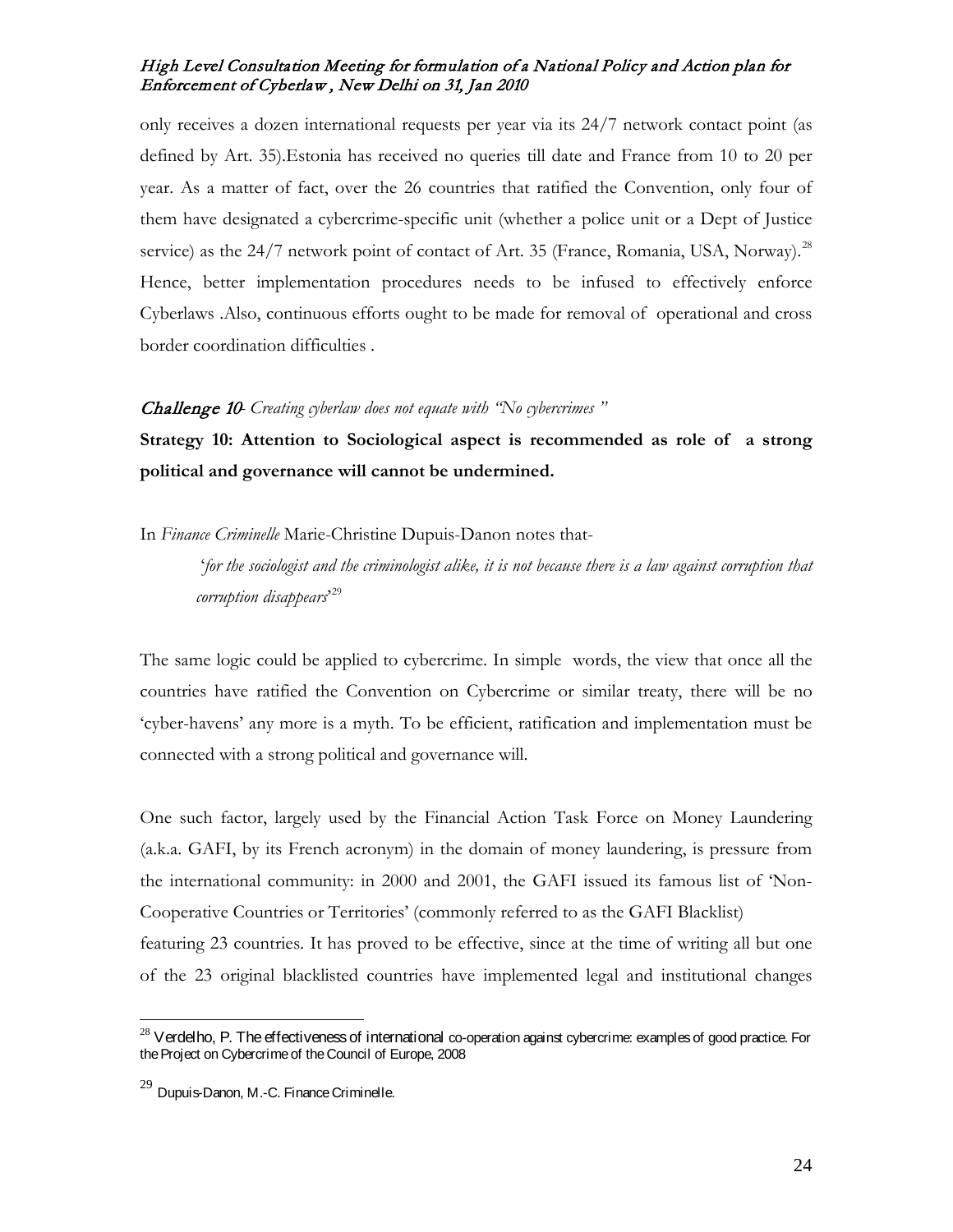only receives a dozen international requests per year via its 24/7 network contact point (as defined by Art. 35).Estonia has received no queries till date and France from 10 to 20 per year. As a matter of fact, over the 26 countries that ratified the Convention, only four of them have designated a cybercrime-specific unit (whether a police unit or a Dept of Justice service) as the 24/7 network point of contact of Art. 35 (France, Romania, USA, Norway).[28] Hence, better implementation procedures needs to be infused to effectively enforce Cyberlaws .Also, continuous efforts ought to be made for removal of operational and cross border coordination difficulties .

***Challenge 10**- Creating cyberlaw does not equate with "No cybercrimes "*

**Strategy 10: Attention to Sociological aspect is recommended as role of a strong political and governance will cannot be undermined.**

In *Finance Criminelle* Marie-Christine Dupuis-Danon notes that-

> '*for the sociologist and the criminologist alike, it is not because there is a law against corruption that corruption disappears*'[29]

The same logic could be applied to cybercrime. In simple words, the view that once all the countries have ratified the Convention on Cybercrime or similar treaty, there will be no 'cyber-havens' any more is a myth. To be efficient, ratification and implementation must be connected with a strong political and governance will.

One such factor, largely used by the Financial Action Task Force on Money Laundering (a.k.a. GAFI, by its French acronym) in the domain of money laundering, is pressure from the international community: in 2000 and 2001, the GAFI issued its famous list of 'Non-Cooperative Countries or Territories' (commonly referred to as the GAFI Blacklist) featuring 23 countries. It has proved to be effective, since at the time of writing all but one of the 23 original blacklisted countries have implemented legal and institutional changes

---

[28] Verdelho, P. The effectiveness of international co-operation against cybercrime: examples of good practice. For the Project on Cybercrime of the Council of Europe, 2008

[29] Dupuis-Danon, M.-C. Finance Criminelle.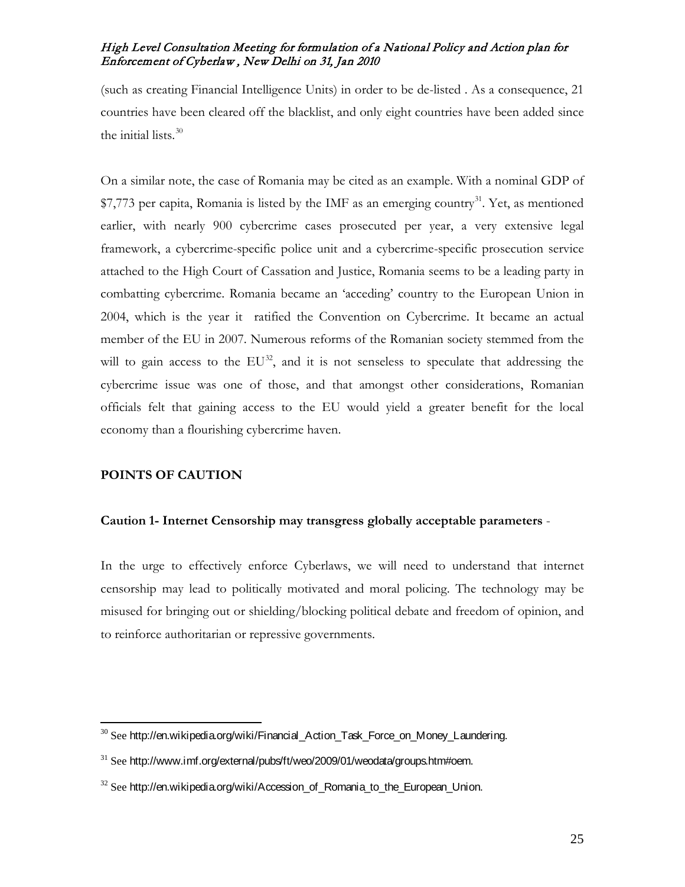(such as creating Financial Intelligence Units) in order to be de-listed . As a consequence, 21 countries have been cleared off the blacklist, and only eight countries have been added since the initial lists.[30]

On a similar note, the case of Romania may be cited as an example. With a nominal GDP of $7,773 per capita, Romania is listed by the IMF as an emerging country[31]. Yet, as mentioned earlier, with nearly 900 cybercrime cases prosecuted per year, a very extensive legal framework, a cybercrime-specific police unit and a cybercrime-specific prosecution service attached to the High Court of Cassation and Justice, Romania seems to be a leading party in combatting cybercrime. Romania became an 'acceding' country to the European Union in 2004, which is the year it ratified the Convention on Cybercrime. It became an actual member of the EU in 2007. Numerous reforms of the Romanian society stemmed from the will to gain access to the EU[32], and it is not senseless to speculate that addressing the cybercrime issue was one of those, and that amongst other considerations, Romanian officials felt that gaining access to the EU would yield a greater benefit for the local economy than a flourishing cybercrime haven.

## POINTS OF CAUTION

### Caution 1- Internet Censorship may transgress globally acceptable parameters -

In the urge to effectively enforce Cyberlaws, we will need to understand that internet censorship may lead to politically motivated and moral policing. The technology may be misused for bringing out or shielding/blocking political debate and freedom of opinion, and to reinforce authoritarian or repressive governments.

---

[30] See http://en.wikipedia.org/wiki/Financial_Action_Task_Force_on_Money_Laundering.

[31] See http://www.imf.org/external/pubs/ft/weo/2009/01/weodata/groups.htm#oem.

[32] See http://en.wikipedia.org/wiki/Accession_of_Romania_to_the_European_Union.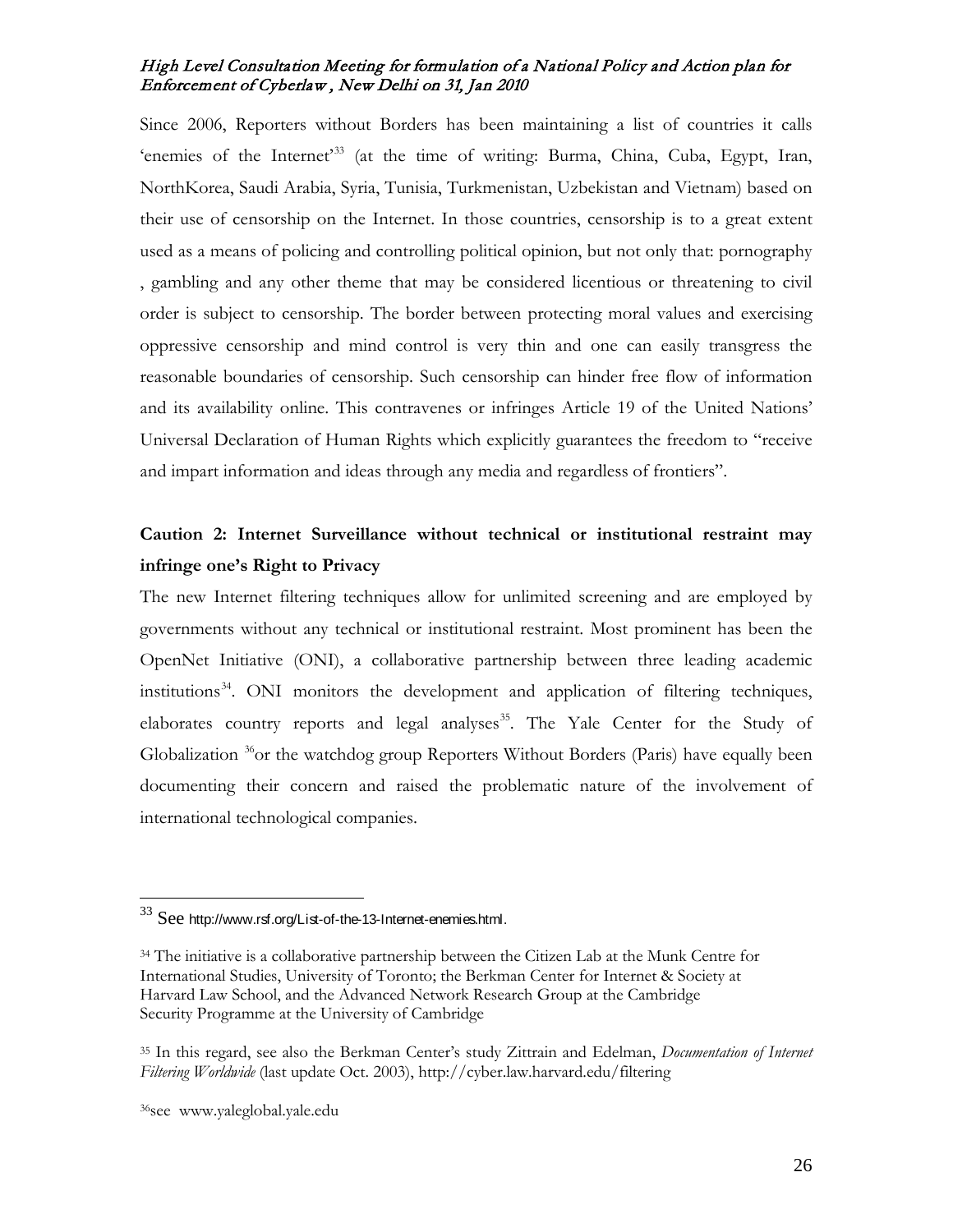Since 2006, Reporters without Borders has been maintaining a list of countries it calls 'enemies of the Internet'[33] (at the time of writing: Burma, China, Cuba, Egypt, Iran, NorthKorea, Saudi Arabia, Syria, Tunisia, Turkmenistan, Uzbekistan and Vietnam) based on their use of censorship on the Internet. In those countries, censorship is to a great extent used as a means of policing and controlling political opinion, but not only that: pornography , gambling and any other theme that may be considered licentious or threatening to civil order is subject to censorship. The border between protecting moral values and exercising oppressive censorship and mind control is very thin and one can easily transgress the reasonable boundaries of censorship. Such censorship can hinder free flow of information and its availability online. This contravenes or infringes Article 19 of the United Nations' Universal Declaration of Human Rights which explicitly guarantees the freedom to "receive and impart information and ideas through any media and regardless of frontiers".

**Caution 2: Internet Surveillance without technical or institutional restraint may infringe one's Right to Privacy**

The new Internet filtering techniques allow for unlimited screening and are employed by governments without any technical or institutional restraint. Most prominent has been the OpenNet Initiative (ONI), a collaborative partnership between three leading academic institutions[34]. ONI monitors the development and application of filtering techniques, elaborates country reports and legal analyses[35]. The Yale Center for the Study of Globalization [36]or the watchdog group Reporters Without Borders (Paris) have equally been documenting their concern and raised the problematic nature of the involvement of international technological companies.

---

[33] See http://www.rsf.org/List-of-the-13-Internet-enemies.html.

[34] The initiative is a collaborative partnership between the Citizen Lab at the Munk Centre for International Studies, University of Toronto; the Berkman Center for Internet & Society at Harvard Law School, and the Advanced Network Research Group at the Cambridge Security Programme at the University of Cambridge

[35] In this regard, see also the Berkman Center's study Zittrain and Edelman, *Documentation of Internet Filtering Worldwide* (last update Oct. 2003), http://cyber.law.harvard.edu/filtering

[36]see www.yaleglobal.yale.edu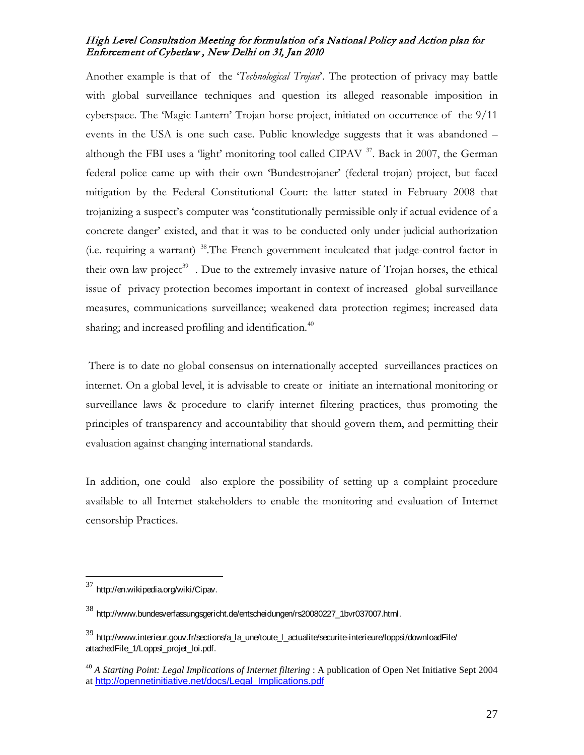Another example is that of the '*Technological Trojan*'. The protection of privacy may battle with global surveillance techniques and question its alleged reasonable imposition in cyberspace. The 'Magic Lantern' Trojan horse project, initiated on occurrence of the 9/11 events in the USA is one such case. Public knowledge suggests that it was abandoned – although the FBI uses a 'light' monitoring tool called CIPAV [37]. Back in 2007, the German federal police came up with their own 'Bundestrojaner' (federal trojan) project, but faced mitigation by the Federal Constitutional Court: the latter stated in February 2008 that trojanizing a suspect's computer was 'constitutionally permissible only if actual evidence of a concrete danger' existed, and that it was to be conducted only under judicial authorization (i.e. requiring a warrant) [38].The French government inculcated that judge-control factor in their own law project[39] . Due to the extremely invasive nature of Trojan horses, the ethical issue of privacy protection becomes important in context of increased global surveillance measures, communications surveillance; weakened data protection regimes; increased data sharing; and increased profiling and identification.[40]

There is to date no global consensus on internationally accepted surveillances practices on internet. On a global level, it is advisable to create or initiate an international monitoring or surveillance laws & procedure to clarify internet filtering practices, thus promoting the principles of transparency and accountability that should govern them, and permitting their evaluation against changing international standards.

In addition, one could also explore the possibility of setting up a complaint procedure available to all Internet stakeholders to enable the monitoring and evaluation of Internet censorship Practices.

---

[37] http://en.wikipedia.org/wiki/Cipav.

[38] http://www.bundesverfassungsgericht.de/entscheidungen/rs20080227_1bvr037007.html.

[39] http://www.interieur.gouv.fr/sections/a_la_une/toute_l_actualite/securite-interieure/loppsi/downloadFile/attachedFile_1/Loppsi_projet_loi.pdf.

[40] *A Starting Point: Legal Implications of Internet filtering* : A publication of Open Net Initiative Sept 2004 at http://opennetinitiative.net/docs/Legal_Implications.pdf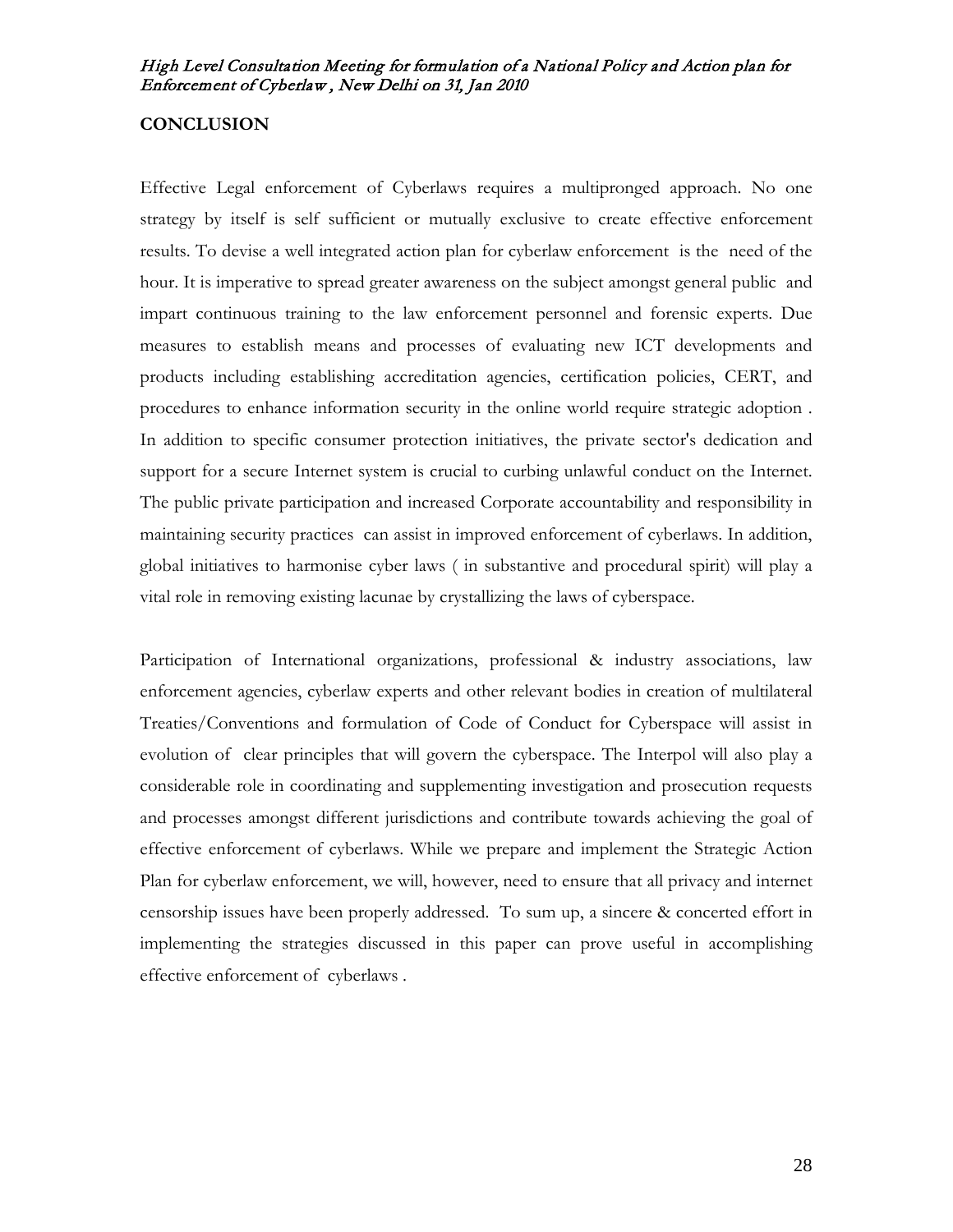## CONCLUSION

Effective Legal enforcement of Cyberlaws requires a multipronged approach. No one strategy by itself is self sufficient or mutually exclusive to create effective enforcement results. To devise a well integrated action plan for cyberlaw enforcement is the need of the hour. It is imperative to spread greater awareness on the subject amongst general public and impart continuous training to the law enforcement personnel and forensic experts. Due measures to establish means and processes of evaluating new ICT developments and products including establishing accreditation agencies, certification policies, CERT, and procedures to enhance information security in the online world require strategic adoption . In addition to specific consumer protection initiatives, the private sector's dedication and support for a secure Internet system is crucial to curbing unlawful conduct on the Internet. The public private participation and increased Corporate accountability and responsibility in maintaining security practices can assist in improved enforcement of cyberlaws. In addition, global initiatives to harmonise cyber laws ( in substantive and procedural spirit) will play a vital role in removing existing lacunae by crystallizing the laws of cyberspace.

Participation of International organizations, professional & industry associations, law enforcement agencies, cyberlaw experts and other relevant bodies in creation of multilateral Treaties/Conventions and formulation of Code of Conduct for Cyberspace will assist in evolution of clear principles that will govern the cyberspace. The Interpol will also play a considerable role in coordinating and supplementing investigation and prosecution requests and processes amongst different jurisdictions and contribute towards achieving the goal of effective enforcement of cyberlaws. While we prepare and implement the Strategic Action Plan for cyberlaw enforcement, we will, however, need to ensure that all privacy and internet censorship issues have been properly addressed. To sum up, a sincere & concerted effort in implementing the strategies discussed in this paper can prove useful in accomplishing effective enforcement of cyberlaws .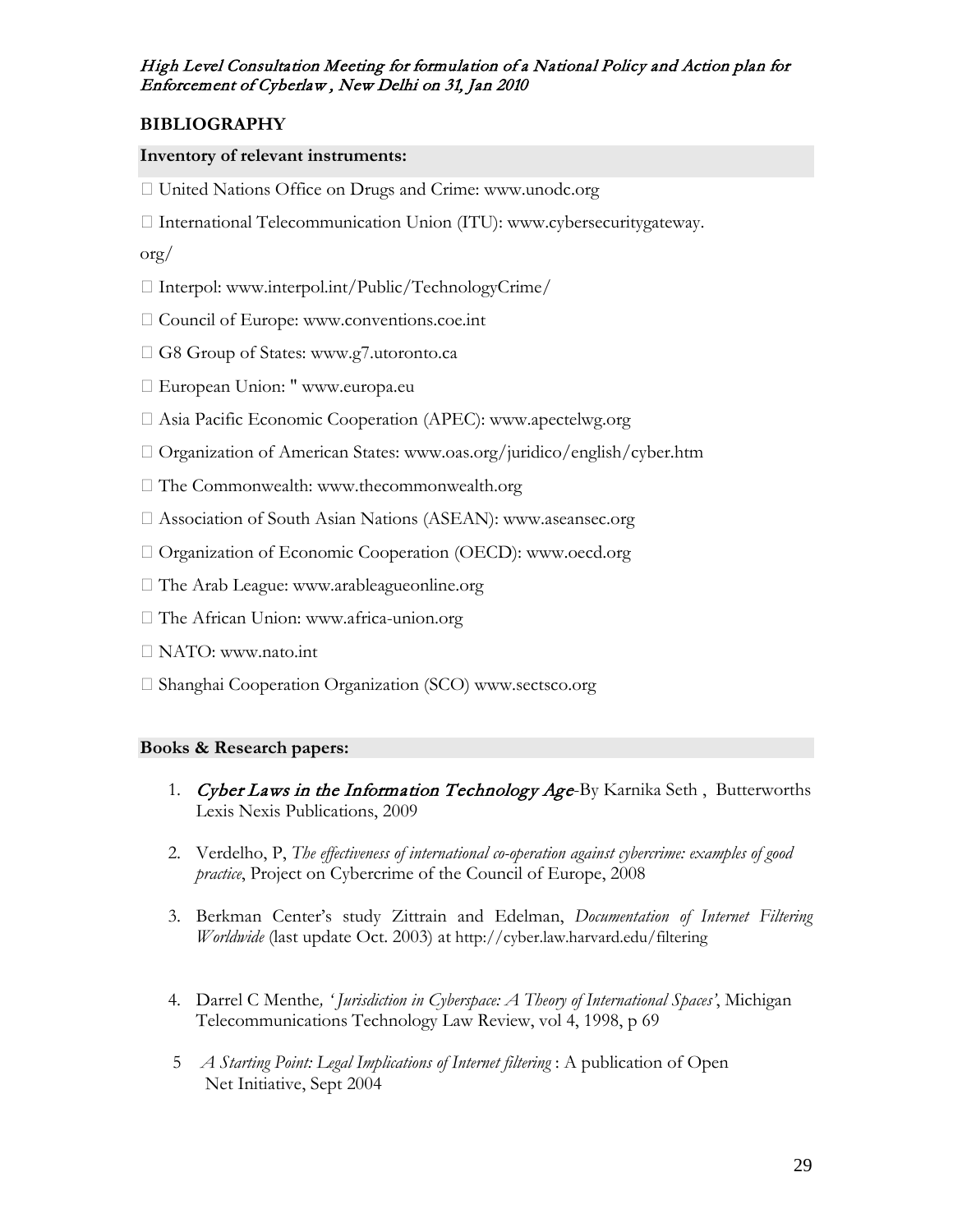## BIBLIOGRAPHY

### Inventory of relevant instruments:

- United Nations Office on Drugs and Crime: www.unodc.org
- International Telecommunication Union (ITU): www.cybersecuritygateway.org/
- Interpol: www.interpol.int/Public/TechnologyCrime/
- Council of Europe: www.conventions.coe.int
- G8 Group of States: www.g7.utoronto.ca
- European Union: " www.europa.eu
- Asia Pacific Economic Cooperation (APEC): www.apectelwg.org
- Organization of American States: www.oas.org/juridico/english/cyber.htm
- The Commonwealth: www.thecommonwealth.org
- Association of South Asian Nations (ASEAN): www.aseansec.org
- Organization of Economic Cooperation (OECD): www.oecd.org
- The Arab League: www.arableagueonline.org
- The African Union: www.africa-union.org
- NATO: www.nato.int
- Shanghai Cooperation Organization (SCO) www.sectsco.org

### Books & Research papers:

1. *Cyber Laws in the Information Technology Age*-By Karnika Seth , Butterworths Lexis Nexis Publications, 2009
2. Verdelho, P, *The effectiveness of international co-operation against cybercrime: examples of good practice*, Project on Cybercrime of the Council of Europe, 2008
3. Berkman Center's study Zittrain and Edelman, *Documentation of Internet Filtering Worldwide* (last update Oct. 2003) at http://cyber.law.harvard.edu/filtering
4. Darrel C Menthe*, 'Jurisdiction in Cyberspace: A Theory of International Spaces'*, Michigan Telecommunications Technology Law Review, vol 4, 1998, p 69
5. *A Starting Point: Legal Implications of Internet filtering* : A publication of Open Net Initiative, Sept 2004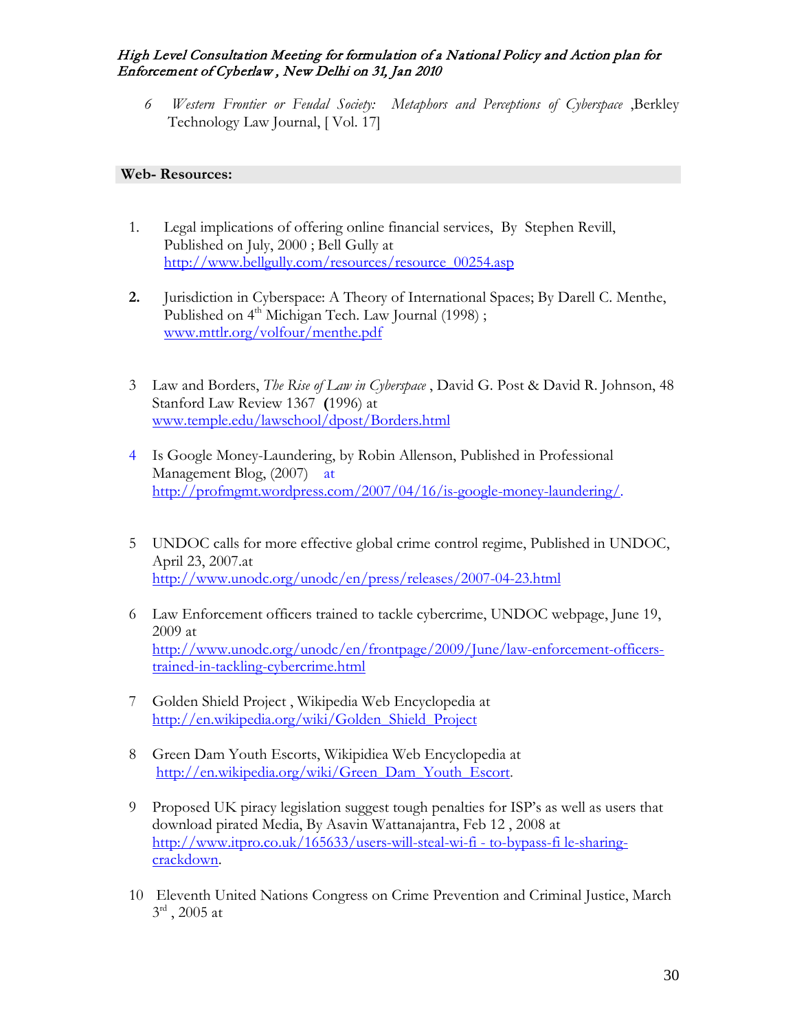6 *Western Frontier or Feudal Society: Metaphors and Perceptions of Cyberspace* ,Berkley Technology Law Journal, [ Vol. 17]

**Web- Resources:**

1. Legal implications of offering online financial services, By Stephen Revill, Published on July, 2000 ; Bell Gully at http://www.bellgully.com/resources/resource_00254.asp

2. Jurisdiction in Cyberspace: A Theory of International Spaces; By Darell C. Menthe, Published on 4th Michigan Tech. Law Journal (1998) ; www.mttlr.org/volfour/menthe.pdf

3 Law and Borders, *The Rise of Law in Cyberspace* , David G. Post & David R. Johnson, 48 Stanford Law Review 1367 **(**1996) at www.temple.edu/lawschool/dpost/Borders.html

4 Is Google Money-Laundering, by Robin Allenson, Published in Professional Management Blog, (2007) at http://profmgmt.wordpress.com/2007/04/16/is-google-money-laundering/.

5 UNDOC calls for more effective global crime control regime, Published in UNDOC, April 23, 2007.at http://www.unodc.org/unodc/en/press/releases/2007-04-23.html

6 Law Enforcement officers trained to tackle cybercrime, UNDOC webpage, June 19, 2009 at http://www.unodc.org/unodc/en/frontpage/2009/June/law-enforcement-officers-trained-in-tackling-cybercrime.html

7 Golden Shield Project , Wikipedia Web Encyclopedia at http://en.wikipedia.org/wiki/Golden_Shield_Project

8 Green Dam Youth Escorts, Wikipidiea Web Encyclopedia at http://en.wikipedia.org/wiki/Green_Dam_Youth_Escort.

9 Proposed UK piracy legislation suggest tough penalties for ISP's as well as users that download pirated Media, By Asavin Wattanajantra, Feb 12 , 2008 at http://www.itpro.co.uk/165633/users-will-steal-wi-fi - to-bypass-fi le-sharing-crackdown.

10 Eleventh United Nations Congress on Crime Prevention and Criminal Justice, March 3rd , 2005 at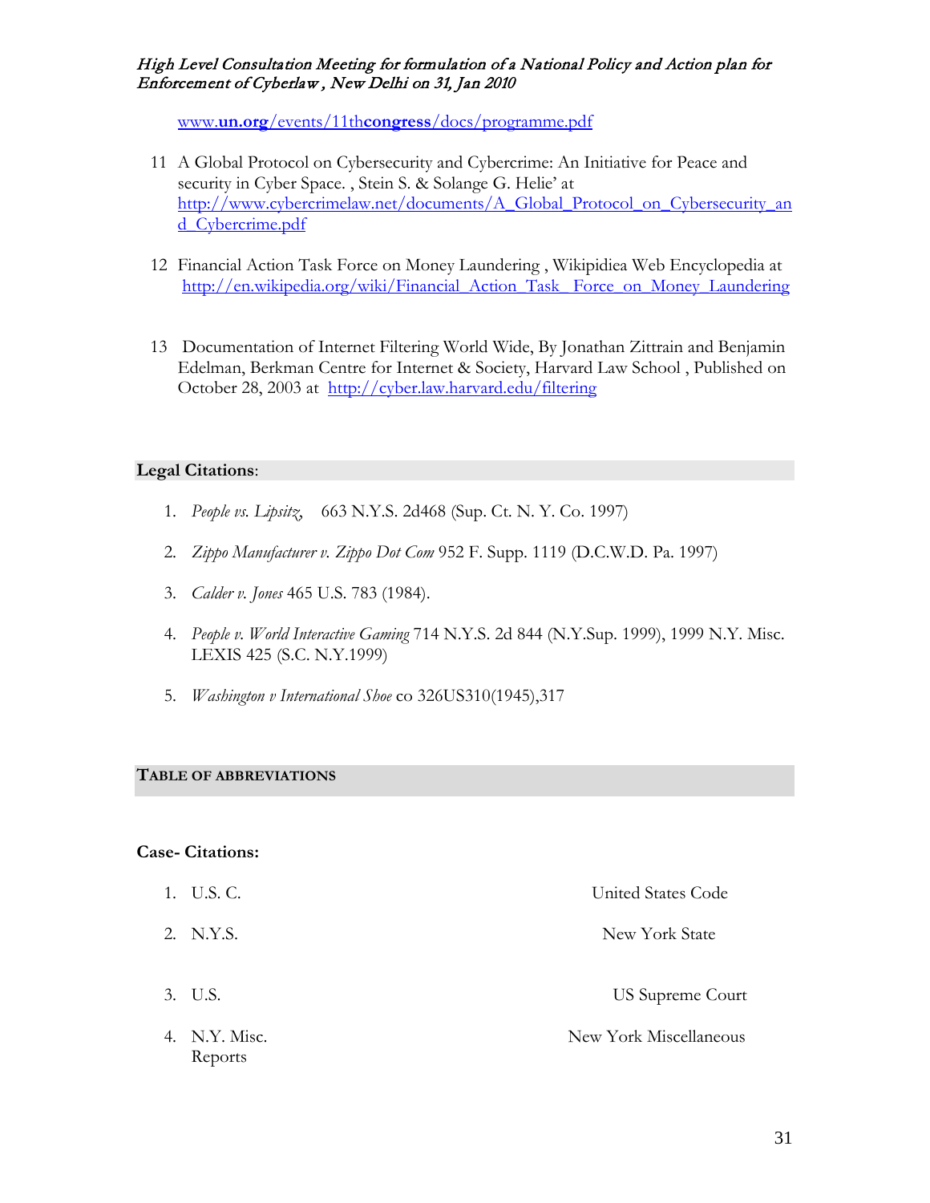www.un.org/events/11thcongress/docs/programme.pdf

11 A Global Protocol on Cybersecurity and Cybercrime: An Initiative for Peace and security in Cyber Space. , Stein S. & Solange G. Helie' at http://www.cybercrimelaw.net/documents/A_Global_Protocol_on_Cybersecurity_and_Cybercrime.pdf

12 Financial Action Task Force on Money Laundering , Wikipidiea Web Encyclopedia at http://en.wikipedia.org/wiki/Financial_Action_Task_Force_on_Money_Laundering

13 Documentation of Internet Filtering World Wide, By Jonathan Zittrain and Benjamin Edelman, Berkman Centre for Internet & Society, Harvard Law School , Published on October 28, 2003 at http://cyber.law.harvard.edu/filtering

## Legal Citations:

1. *People vs. Lipsitz,* 663 N.Y.S. 2d468 (Sup. Ct. N. Y. Co. 1997)
2. *Zippo Manufacturer v. Zippo Dot Com* 952 F. Supp. 1119 (D.C.W.D. Pa. 1997)
3. *Calder v. Jones* 465 U.S. 783 (1984).
4. *People v. World Interactive Gaming* 714 N.Y.S. 2d 844 (N.Y.Sup. 1999), 1999 N.Y. Misc. LEXIS 425 (S.C. N.Y.1999)
5. *Washington v International Shoe* co 326US310(1945),317

## TABLE OF ABBREVIATIONS

### Case- Citations:

| | Abbreviation | Meaning |
|---|---|---|
| 1. | U.S. C. | United States Code |
| 2. | N.Y.S. | New York State |
| 3. | U.S. | US Supreme Court |
| 4. | N.Y. Misc. Reports | New York Miscellaneous |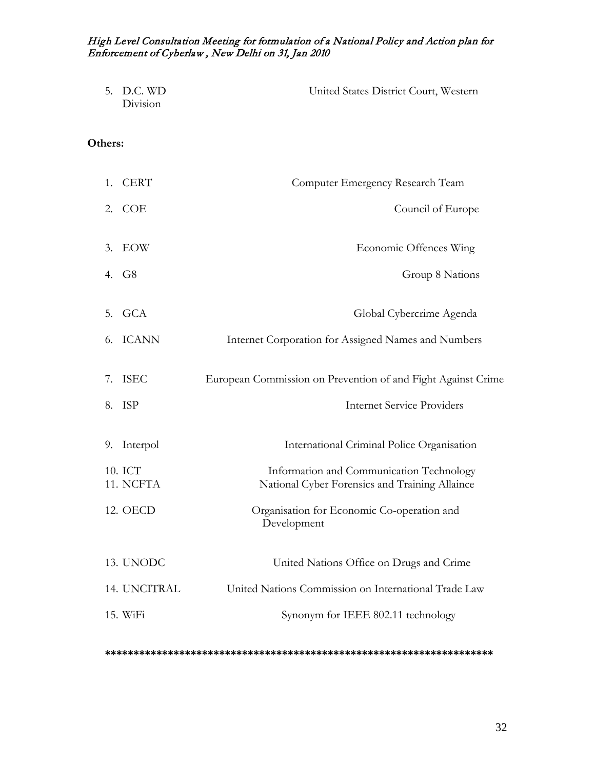| | | |
|---|---|---|
| 5. | D.C. WD Division | United States District Court, Western |

**Others:**

| | | |
|---|---|---|
| 1. | CERT | Computer Emergency Research Team |
| 2. | COE | Council of Europe |
| 3. | EOW | Economic Offences Wing |
| 4. | G8 | Group 8 Nations |
| 5. | GCA | Global Cybercrime Agenda |
| 6. | ICANN | Internet Corporation for Assigned Names and Numbers |
| 7. | ISEC | European Commission on Prevention of and Fight Against Crime |
| 8. | ISP | Internet Service Providers |
| 9. | Interpol | International Criminal Police Organisation |
| 10. | ICT | Information and Communication Technology |
| 11. | NCFTA | National Cyber Forensics and Training Allaince |
| 12. | OECD | Organisation for Economic Co-operation and Development |
| 13. | UNODC | United Nations Office on Drugs and Crime |
| 14. | UNCITRAL | United Nations Commission on International Trade Law |
| 15. | WiFi | Synonym for IEEE 802.11 technology |

*******************************************************************